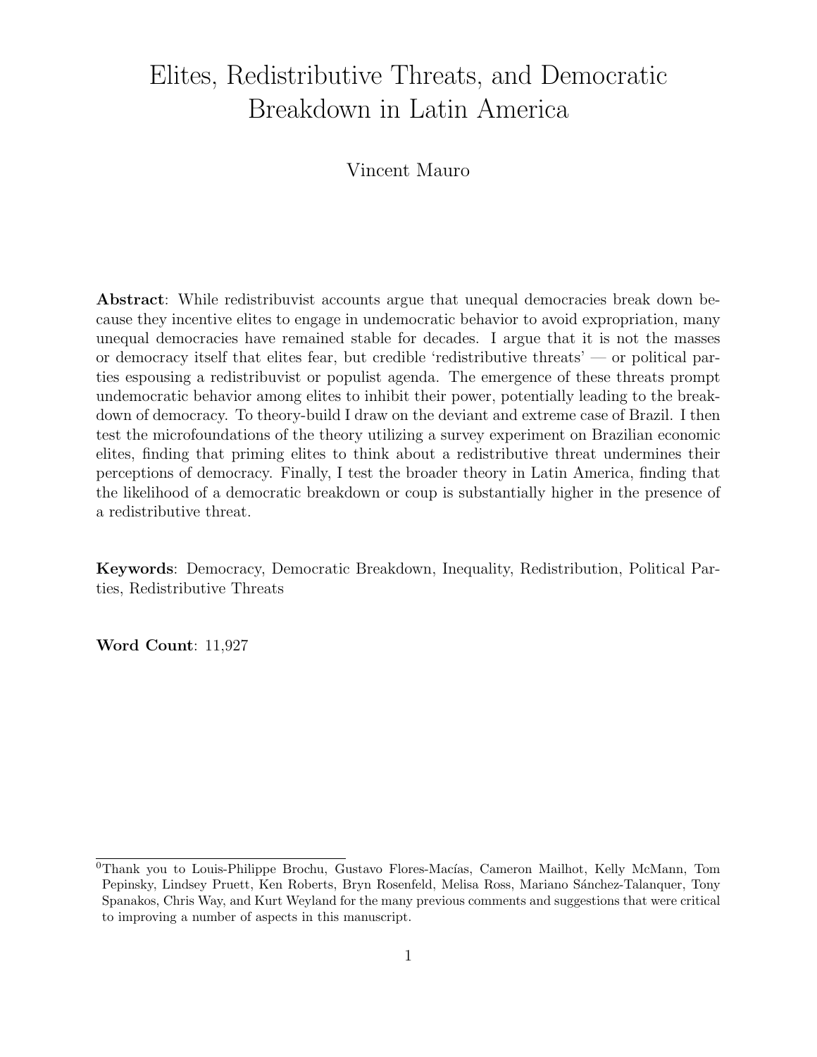# Elites, Redistributive Threats, and Democratic Breakdown in Latin America

Vincent Mauro

**Abstract**: While redistribuvist accounts argue that unequal democracies break down because they incentive elites to engage in undemocratic behavior to avoid expropriation, many unequal democracies have remained stable for decades. I argue that it is not the masses or democracy itself that elites fear, but credible 'redistributive threats' — or political parties espousing a redistribuvist or populist agenda. The emergence of these threats prompt undemocratic behavior among elites to inhibit their power, potentially leading to the breakdown of democracy. To theory-build I draw on the deviant and extreme case of Brazil. I then test the microfoundations of the theory utilizing a survey experiment on Brazilian economic elites, finding that priming elites to think about a redistributive threat undermines their perceptions of democracy. Finally, I test the broader theory in Latin America, finding that the likelihood of a democratic breakdown or coup is substantially higher in the presence of a redistributive threat.

**Keywords**: Democracy, Democratic Breakdown, Inequality, Redistribution, Political Parties, Redistributive Threats

**Word Count**: 11,927

[0] Thank you to Louis-Philippe Brochu, Gustavo Flores-Macías, Cameron Mailhot, Kelly McMann, Tom Pepinsky, Lindsey Pruett, Ken Roberts, Bryn Rosenfeld, Melisa Ross, Mariano Sánchez-Talanquer, Tony Spanakos, Chris Way, and Kurt Weyland for the many previous comments and suggestions that were critical to improving a number of aspects in this manuscript.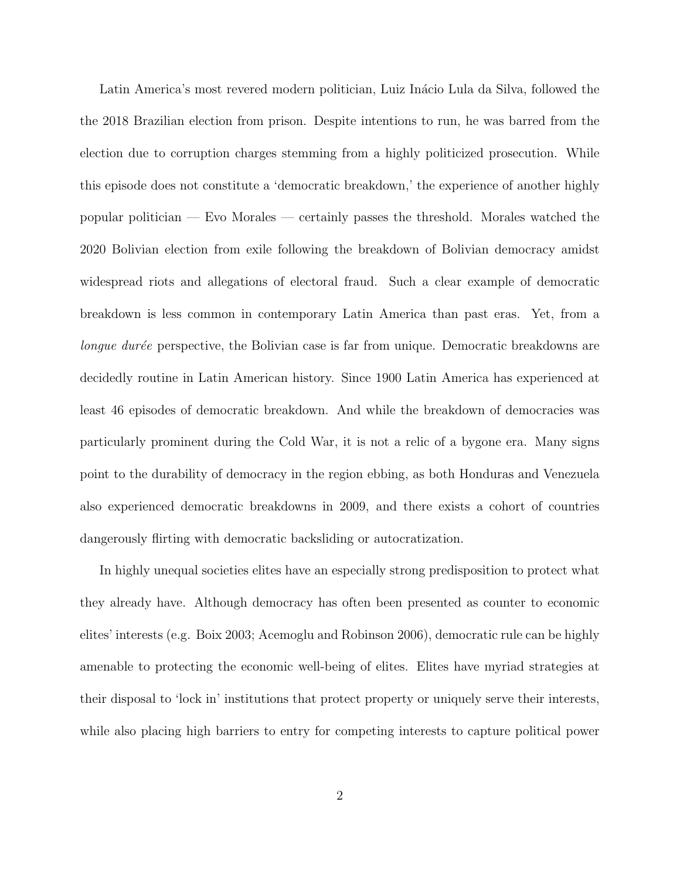Latin America's most revered modern politician, Luiz Inácio Lula da Silva, followed the the 2018 Brazilian election from prison. Despite intentions to run, he was barred from the election due to corruption charges stemming from a highly politicized prosecution. While this episode does not constitute a 'democratic breakdown,' the experience of another highly popular politician — Evo Morales — certainly passes the threshold. Morales watched the 2020 Bolivian election from exile following the breakdown of Bolivian democracy amidst widespread riots and allegations of electoral fraud. Such a clear example of democratic breakdown is less common in contemporary Latin America than past eras. Yet, from a *longue durée* perspective, the Bolivian case is far from unique. Democratic breakdowns are decidedly routine in Latin American history. Since 1900 Latin America has experienced at least 46 episodes of democratic breakdown. And while the breakdown of democracies was particularly prominent during the Cold War, it is not a relic of a bygone era. Many signs point to the durability of democracy in the region ebbing, as both Honduras and Venezuela also experienced democratic breakdowns in 2009, and there exists a cohort of countries dangerously flirting with democratic backsliding or autocratization.

In highly unequal societies elites have an especially strong predisposition to protect what they already have. Although democracy has often been presented as counter to economic elites' interests (e.g. Boix 2003; Acemoglu and Robinson 2006), democratic rule can be highly amenable to protecting the economic well-being of elites. Elites have myriad strategies at their disposal to 'lock in' institutions that protect property or uniquely serve their interests, while also placing high barriers to entry for competing interests to capture political power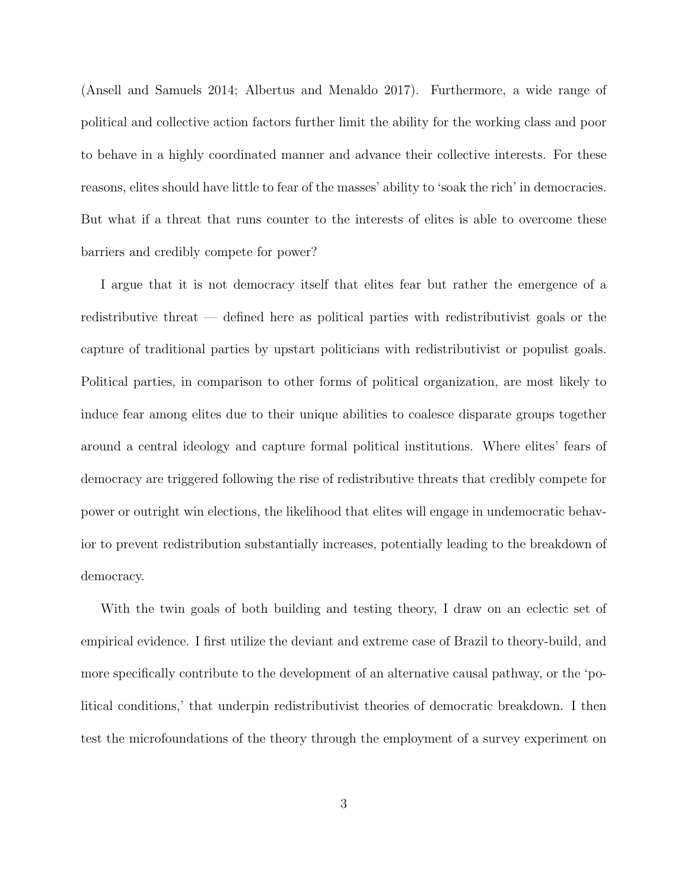(Ansell and Samuels 2014; Albertus and Menaldo 2017). Furthermore, a wide range of political and collective action factors further limit the ability for the working class and poor to behave in a highly coordinated manner and advance their collective interests. For these reasons, elites should have little to fear of the masses' ability to 'soak the rich' in democracies. But what if a threat that runs counter to the interests of elites is able to overcome these barriers and credibly compete for power?

I argue that it is not democracy itself that elites fear but rather the emergence of a redistributive threat — defined here as political parties with redistributivist goals or the capture of traditional parties by upstart politicians with redistributivist or populist goals. Political parties, in comparison to other forms of political organization, are most likely to induce fear among elites due to their unique abilities to coalesce disparate groups together around a central ideology and capture formal political institutions. Where elites' fears of democracy are triggered following the rise of redistributive threats that credibly compete for power or outright win elections, the likelihood that elites will engage in undemocratic behavior to prevent redistribution substantially increases, potentially leading to the breakdown of democracy.

With the twin goals of both building and testing theory, I draw on an eclectic set of empirical evidence. I first utilize the deviant and extreme case of Brazil to theory-build, and more specifically contribute to the development of an alternative causal pathway, or the 'political conditions,' that underpin redistributivist theories of democratic breakdown. I then test the microfoundations of the theory through the employment of a survey experiment on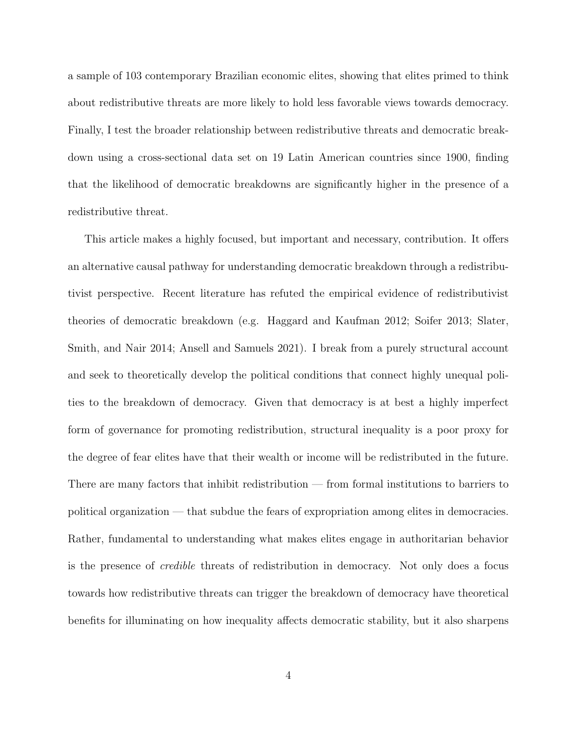a sample of 103 contemporary Brazilian economic elites, showing that elites primed to think about redistributive threats are more likely to hold less favorable views towards democracy. Finally, I test the broader relationship between redistributive threats and democratic breakdown using a cross-sectional data set on 19 Latin American countries since 1900, finding that the likelihood of democratic breakdowns are significantly higher in the presence of a redistributive threat.

This article makes a highly focused, but important and necessary, contribution. It offers an alternative causal pathway for understanding democratic breakdown through a redistributivist perspective. Recent literature has refuted the empirical evidence of redistributivist theories of democratic breakdown (e.g. Haggard and Kaufman 2012; Soifer 2013; Slater, Smith, and Nair 2014; Ansell and Samuels 2021). I break from a purely structural account and seek to theoretically develop the political conditions that connect highly unequal polities to the breakdown of democracy. Given that democracy is at best a highly imperfect form of governance for promoting redistribution, structural inequality is a poor proxy for the degree of fear elites have that their wealth or income will be redistributed in the future. There are many factors that inhibit redistribution — from formal institutions to barriers to political organization — that subdue the fears of expropriation among elites in democracies. Rather, fundamental to understanding what makes elites engage in authoritarian behavior is the presence of *credible* threats of redistribution in democracy. Not only does a focus towards how redistributive threats can trigger the breakdown of democracy have theoretical benefits for illuminating on how inequality affects democratic stability, but it also sharpens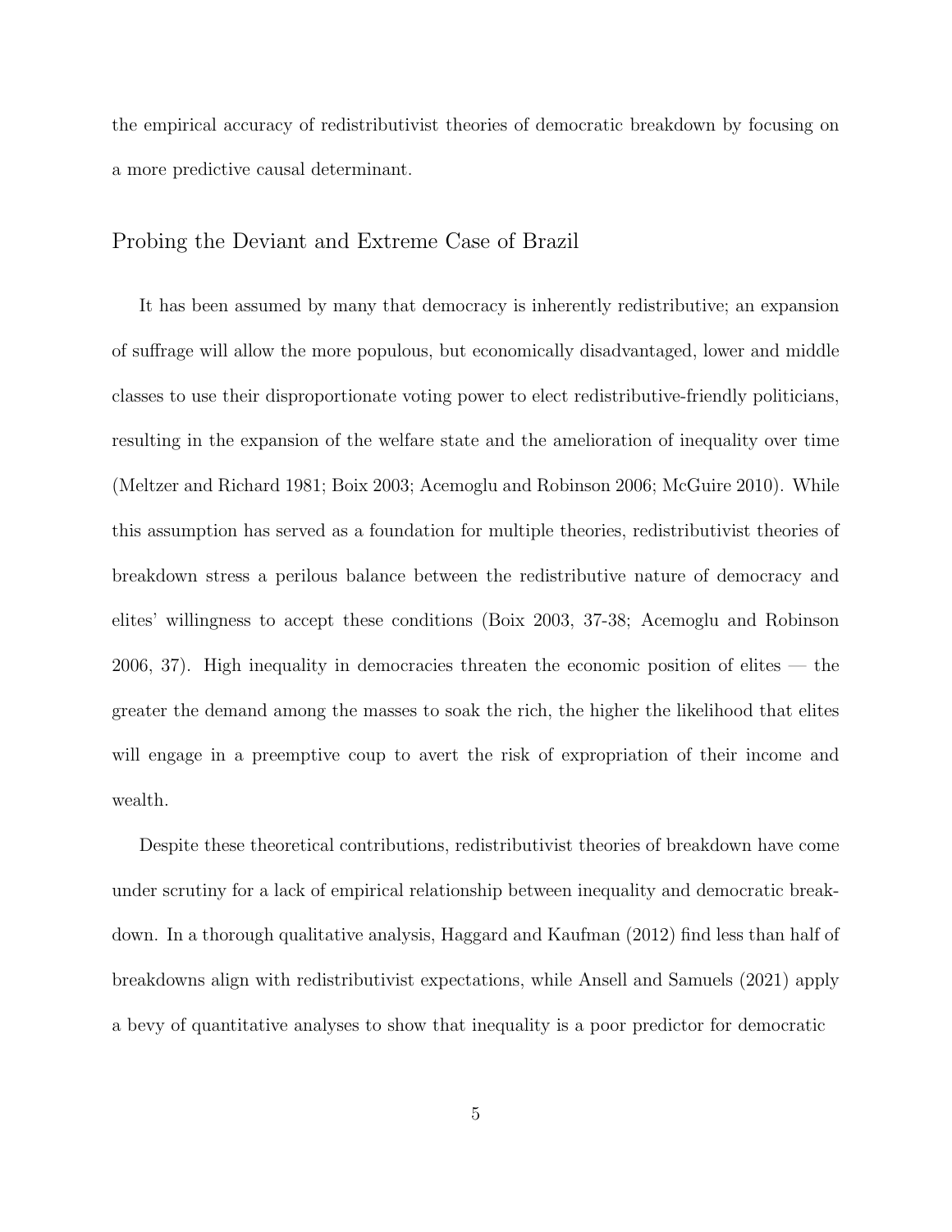the empirical accuracy of redistributivist theories of democratic breakdown by focusing on a more predictive causal determinant.

## Probing the Deviant and Extreme Case of Brazil

It has been assumed by many that democracy is inherently redistributive; an expansion of suffrage will allow the more populous, but economically disadvantaged, lower and middle classes to use their disproportionate voting power to elect redistributive-friendly politicians, resulting in the expansion of the welfare state and the amelioration of inequality over time (Meltzer and Richard 1981; Boix 2003; Acemoglu and Robinson 2006; McGuire 2010). While this assumption has served as a foundation for multiple theories, redistributivist theories of breakdown stress a perilous balance between the redistributive nature of democracy and elites' willingness to accept these conditions (Boix 2003, 37-38; Acemoglu and Robinson 2006, 37). High inequality in democracies threaten the economic position of elites — the greater the demand among the masses to soak the rich, the higher the likelihood that elites will engage in a preemptive coup to avert the risk of expropriation of their income and wealth.

Despite these theoretical contributions, redistributivist theories of breakdown have come under scrutiny for a lack of empirical relationship between inequality and democratic breakdown. In a thorough qualitative analysis, Haggard and Kaufman (2012) find less than half of breakdowns align with redistributivist expectations, while Ansell and Samuels (2021) apply a bevy of quantitative analyses to show that inequality is a poor predictor for democratic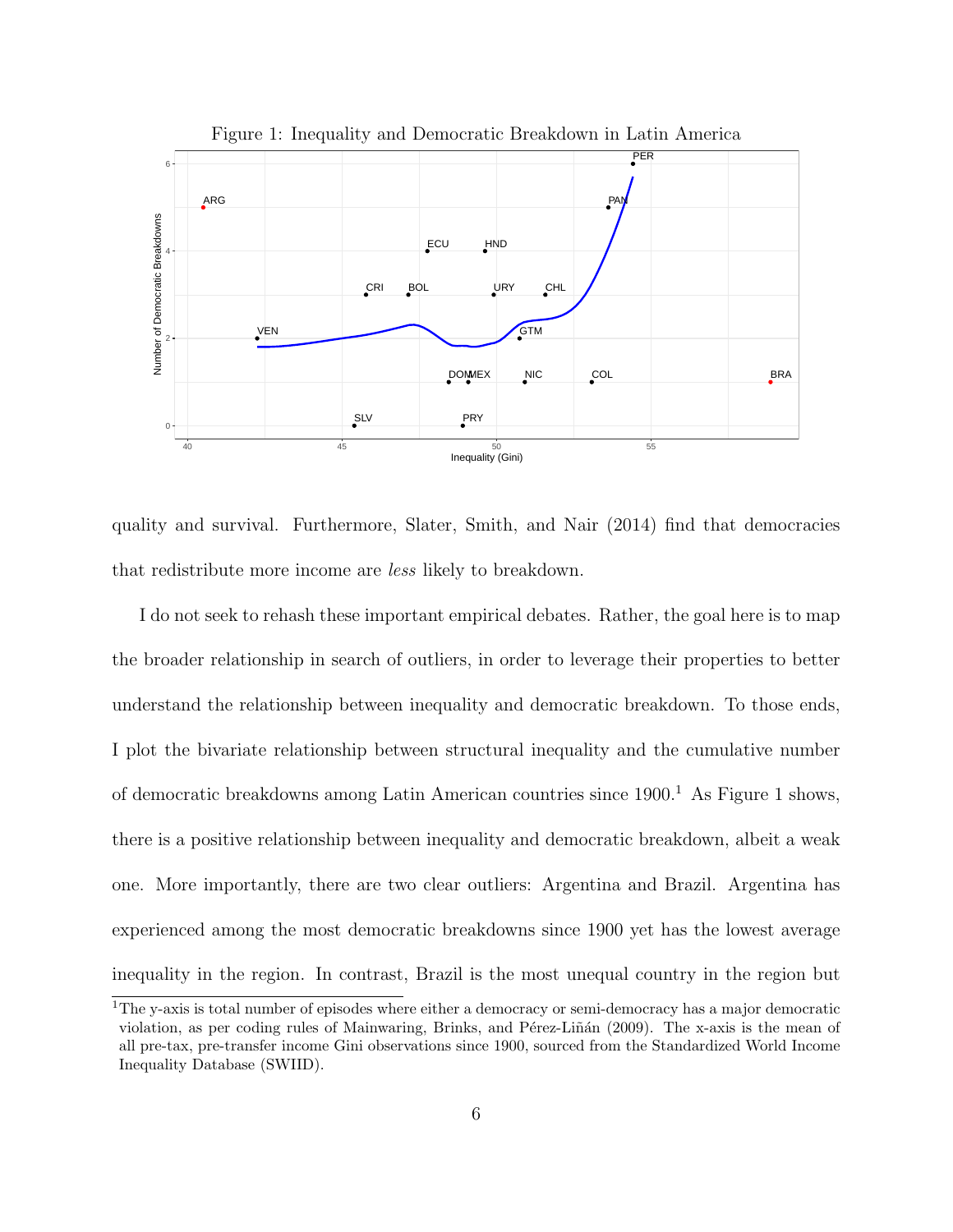Figure 1: Inequality and Democratic Breakdown in Latin America

quality and survival. Furthermore, Slater, Smith, and Nair (2014) find that democracies that redistribute more income are *less* likely to breakdown.

I do not seek to rehash these important empirical debates. Rather, the goal here is to map the broader relationship in search of outliers, in order to leverage their properties to better understand the relationship between inequality and democratic breakdown. To those ends, I plot the bivariate relationship between structural inequality and the cumulative number of democratic breakdowns among Latin American countries since 1900.[1] As Figure 1 shows, there is a positive relationship between inequality and democratic breakdown, albeit a weak one. More importantly, there are two clear outliers: Argentina and Brazil. Argentina has experienced among the most democratic breakdowns since 1900 yet has the lowest average inequality in the region. In contrast, Brazil is the most unequal country in the region but

[1] The y-axis is total number of episodes where either a democracy or semi-democracy has a major democratic violation, as per coding rules of Mainwaring, Brinks, and Pérez-Liñán (2009). The x-axis is the mean of all pre-tax, pre-transfer income Gini observations since 1900, sourced from the Standardized World Income Inequality Database (SWIID).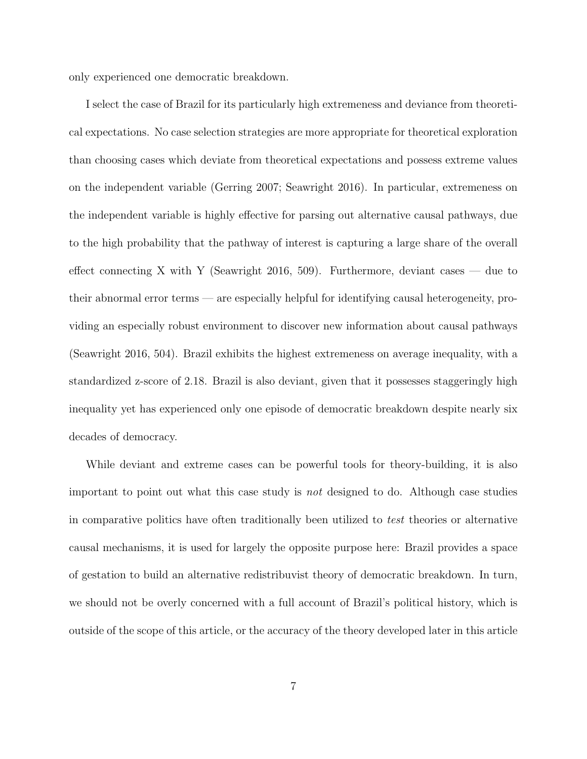only experienced one democratic breakdown.

I select the case of Brazil for its particularly high extremeness and deviance from theoretical expectations. No case selection strategies are more appropriate for theoretical exploration than choosing cases which deviate from theoretical expectations and possess extreme values on the independent variable (Gerring 2007; Seawright 2016). In particular, extremeness on the independent variable is highly effective for parsing out alternative causal pathways, due to the high probability that the pathway of interest is capturing a large share of the overall effect connecting X with Y (Seawright 2016, 509). Furthermore, deviant cases — due to their abnormal error terms — are especially helpful for identifying causal heterogeneity, providing an especially robust environment to discover new information about causal pathways (Seawright 2016, 504). Brazil exhibits the highest extremeness on average inequality, with a standardized z-score of 2.18. Brazil is also deviant, given that it possesses staggeringly high inequality yet has experienced only one episode of democratic breakdown despite nearly six decades of democracy.

While deviant and extreme cases can be powerful tools for theory-building, it is also important to point out what this case study is *not* designed to do. Although case studies in comparative politics have often traditionally been utilized to *test* theories or alternative causal mechanisms, it is used for largely the opposite purpose here: Brazil provides a space of gestation to build an alternative redistribuvist theory of democratic breakdown. In turn, we should not be overly concerned with a full account of Brazil's political history, which is outside of the scope of this article, or the accuracy of the theory developed later in this article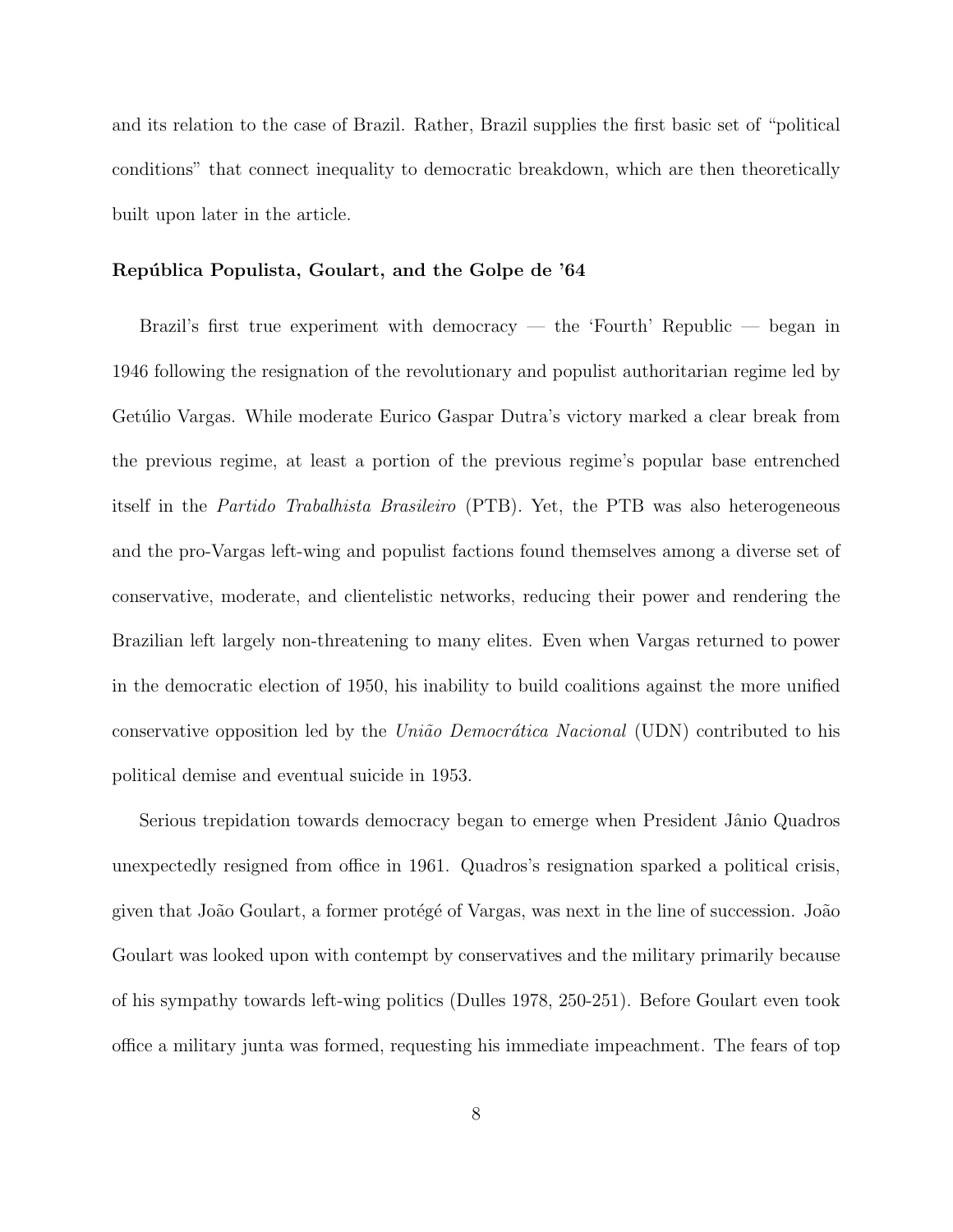and its relation to the case of Brazil. Rather, Brazil supplies the first basic set of "political conditions" that connect inequality to democratic breakdown, which are then theoretically built upon later in the article.

### República Populista, Goulart, and the Golpe de '64

Brazil's first true experiment with democracy — the 'Fourth' Republic — began in 1946 following the resignation of the revolutionary and populist authoritarian regime led by Getúlio Vargas. While moderate Eurico Gaspar Dutra's victory marked a clear break from the previous regime, at least a portion of the previous regime's popular base entrenched itself in the *Partido Trabalhista Brasileiro* (PTB). Yet, the PTB was also heterogeneous and the pro-Vargas left-wing and populist factions found themselves among a diverse set of conservative, moderate, and clientelistic networks, reducing their power and rendering the Brazilian left largely non-threatening to many elites. Even when Vargas returned to power in the democratic election of 1950, his inability to build coalitions against the more unified conservative opposition led by the *União Democrática Nacional* (UDN) contributed to his political demise and eventual suicide in 1953.

Serious trepidation towards democracy began to emerge when President Jânio Quadros unexpectedly resigned from office in 1961. Quadros's resignation sparked a political crisis, given that João Goulart, a former protégé of Vargas, was next in the line of succession. João Goulart was looked upon with contempt by conservatives and the military primarily because of his sympathy towards left-wing politics (Dulles 1978, 250-251). Before Goulart even took office a military junta was formed, requesting his immediate impeachment. The fears of top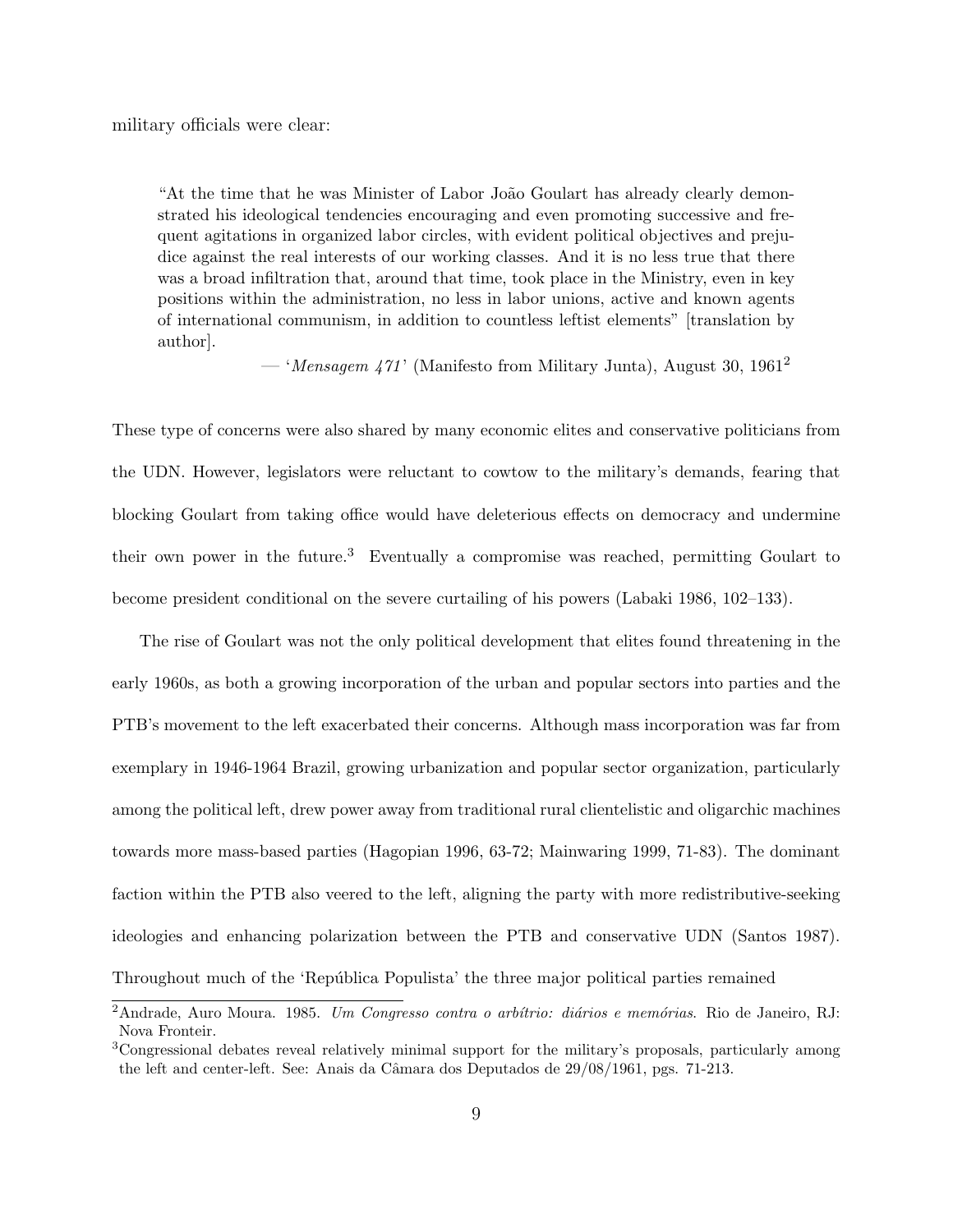military officials were clear:

> "At the time that he was Minister of Labor João Goulart has already clearly demonstrated his ideological tendencies encouraging and even promoting successive and frequent agitations in organized labor circles, with evident political objectives and prejudice against the real interests of our working classes. And it is no less true that there was a broad infiltration that, around that time, took place in the Ministry, even in key positions within the administration, no less in labor unions, active and known agents of international communism, in addition to countless leftist elements" [translation by author].
>
> — '*Mensagem 471*' (Manifesto from Military Junta), August 30, 1961[2]

These type of concerns were also shared by many economic elites and conservative politicians from the UDN. However, legislators were reluctant to cowtow to the military's demands, fearing that blocking Goulart from taking office would have deleterious effects on democracy and undermine their own power in the future.[3] Eventually a compromise was reached, permitting Goulart to become president conditional on the severe curtailing of his powers (Labaki 1986, 102–133).

The rise of Goulart was not the only political development that elites found threatening in the early 1960s, as both a growing incorporation of the urban and popular sectors into parties and the PTB's movement to the left exacerbated their concerns. Although mass incorporation was far from exemplary in 1946-1964 Brazil, growing urbanization and popular sector organization, particularly among the political left, drew power away from traditional rural clientelistic and oligarchic machines towards more mass-based parties (Hagopian 1996, 63-72; Mainwaring 1999, 71-83). The dominant faction within the PTB also veered to the left, aligning the party with more redistributive-seeking ideologies and enhancing polarization between the PTB and conservative UDN (Santos 1987). Throughout much of the 'República Populista' the three major political parties remained

[2] Andrade, Auro Moura. 1985. *Um Congresso contra o arbítrio: diários e memórias*. Rio de Janeiro, RJ: Nova Fronteir.

[3] Congressional debates reveal relatively minimal support for the military's proposals, particularly among the left and center-left. See: Anais da Câmara dos Deputados de 29/08/1961, pgs. 71-213.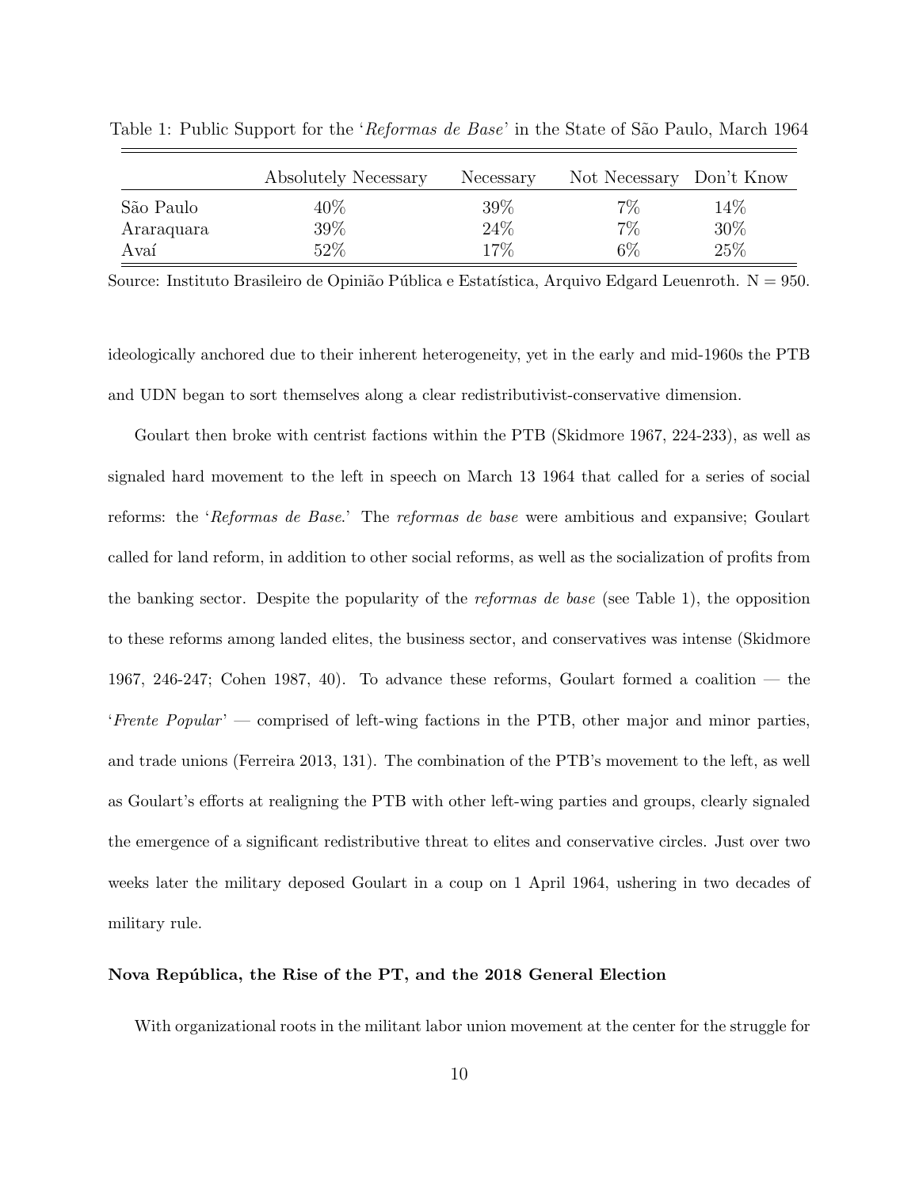Table 1: Public Support for the '*Reformas de Base*' in the State of São Paulo, March 1964

| | Absolutely Necessary | Necessary | Not Necessary | Don't Know |
|---|---|---|---|---|
| São Paulo | 40% | 39% | 7% | 14% |
| Araraquara | 39% | 24% | 7% | 30% |
| Avaí | 52% | 17% | 6% | 25% |

Source: Instituto Brasileiro de Opinião Pública e Estatística, Arquivo Edgard Leuenroth. N = 950.

ideologically anchored due to their inherent heterogeneity, yet in the early and mid-1960s the PTB and UDN began to sort themselves along a clear redistributivist-conservative dimension.

Goulart then broke with centrist factions within the PTB (Skidmore 1967, 224-233), as well as signaled hard movement to the left in speech on March 13 1964 that called for a series of social reforms: the '*Reformas de Base*.' The *reformas de base* were ambitious and expansive; Goulart called for land reform, in addition to other social reforms, as well as the socialization of profits from the banking sector. Despite the popularity of the *reformas de base* (see Table 1), the opposition to these reforms among landed elites, the business sector, and conservatives was intense (Skidmore 1967, 246-247; Cohen 1987, 40). To advance these reforms, Goulart formed a coalition — the '*Frente Popular*' — comprised of left-wing factions in the PTB, other major and minor parties, and trade unions (Ferreira 2013, 131). The combination of the PTB's movement to the left, as well as Goulart's efforts at realigning the PTB with other left-wing parties and groups, clearly signaled the emergence of a significant redistributive threat to elites and conservative circles. Just over two weeks later the military deposed Goulart in a coup on 1 April 1964, ushering in two decades of military rule.

**Nova República, the Rise of the PT, and the 2018 General Election**

With organizational roots in the militant labor union movement at the center for the struggle for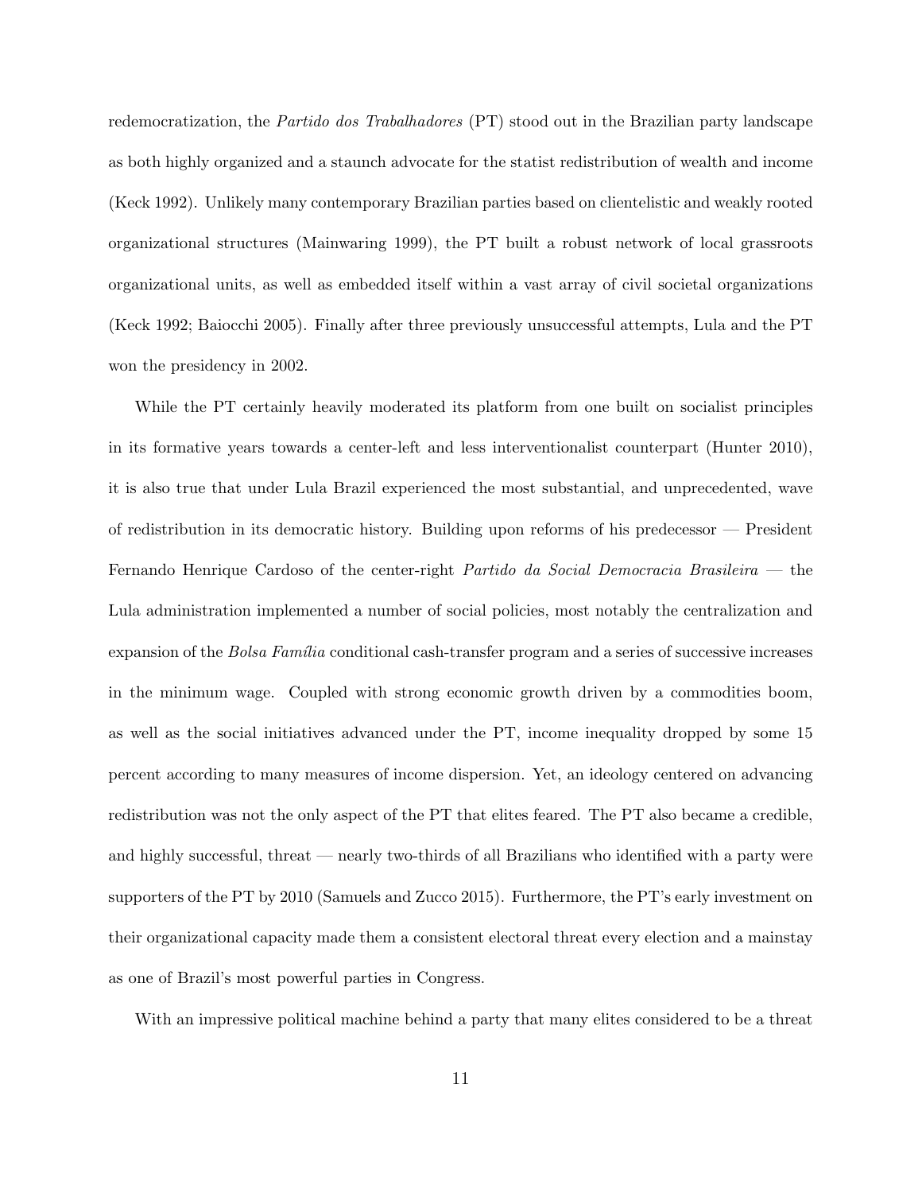redemocratization, the *Partido dos Trabalhadores* (PT) stood out in the Brazilian party landscape as both highly organized and a staunch advocate for the statist redistribution of wealth and income (Keck 1992). Unlikely many contemporary Brazilian parties based on clientelistic and weakly rooted organizational structures (Mainwaring 1999), the PT built a robust network of local grassroots organizational units, as well as embedded itself within a vast array of civil societal organizations (Keck 1992; Baiocchi 2005). Finally after three previously unsuccessful attempts, Lula and the PT won the presidency in 2002.

While the PT certainly heavily moderated its platform from one built on socialist principles in its formative years towards a center-left and less interventionalist counterpart (Hunter 2010), it is also true that under Lula Brazil experienced the most substantial, and unprecedented, wave of redistribution in its democratic history. Building upon reforms of his predecessor — President Fernando Henrique Cardoso of the center-right *Partido da Social Democracia Brasileira* — the Lula administration implemented a number of social policies, most notably the centralization and expansion of the *Bolsa Família* conditional cash-transfer program and a series of successive increases in the minimum wage. Coupled with strong economic growth driven by a commodities boom, as well as the social initiatives advanced under the PT, income inequality dropped by some 15 percent according to many measures of income dispersion. Yet, an ideology centered on advancing redistribution was not the only aspect of the PT that elites feared. The PT also became a credible, and highly successful, threat — nearly two-thirds of all Brazilians who identified with a party were supporters of the PT by 2010 (Samuels and Zucco 2015). Furthermore, the PT's early investment on their organizational capacity made them a consistent electoral threat every election and a mainstay as one of Brazil's most powerful parties in Congress.

With an impressive political machine behind a party that many elites considered to be a threat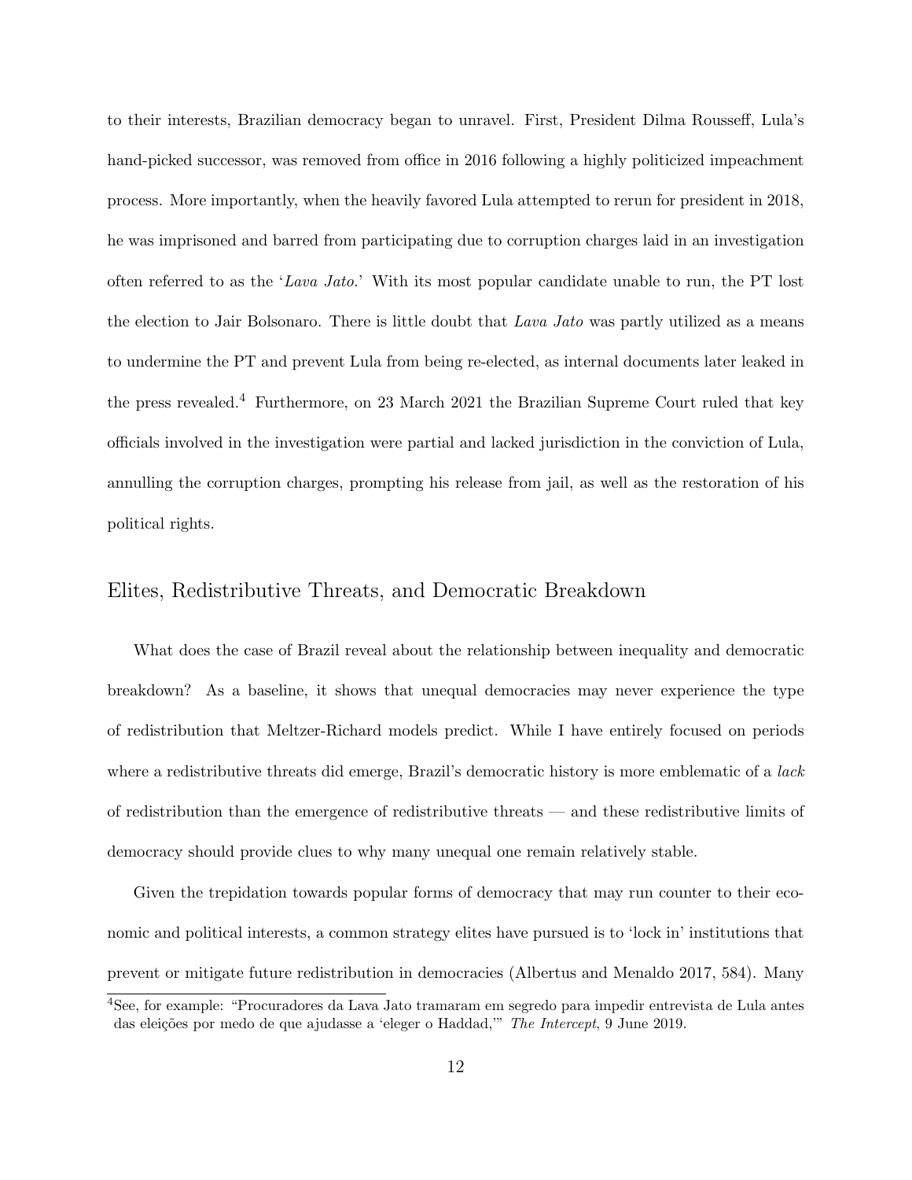to their interests, Brazilian democracy began to unravel. First, President Dilma Rousseff, Lula's hand-picked successor, was removed from office in 2016 following a highly politicized impeachment process. More importantly, when the heavily favored Lula attempted to rerun for president in 2018, he was imprisoned and barred from participating due to corruption charges laid in an investigation often referred to as the '*Lava Jato*.' With its most popular candidate unable to run, the PT lost the election to Jair Bolsonaro. There is little doubt that *Lava Jato* was partly utilized as a means to undermine the PT and prevent Lula from being re-elected, as internal documents later leaked in the press revealed.[4] Furthermore, on 23 March 2021 the Brazilian Supreme Court ruled that key officials involved in the investigation were partial and lacked jurisdiction in the conviction of Lula, annulling the corruption charges, prompting his release from jail, as well as the restoration of his political rights.

## Elites, Redistributive Threats, and Democratic Breakdown

What does the case of Brazil reveal about the relationship between inequality and democratic breakdown? As a baseline, it shows that unequal democracies may never experience the type of redistribution that Meltzer-Richard models predict. While I have entirely focused on periods where a redistributive threats did emerge, Brazil's democratic history is more emblematic of a *lack* of redistribution than the emergence of redistributive threats — and these redistributive limits of democracy should provide clues to why many unequal one remain relatively stable.

Given the trepidation towards popular forms of democracy that may run counter to their economic and political interests, a common strategy elites have pursued is to 'lock in' institutions that prevent or mitigate future redistribution in democracies (Albertus and Menaldo 2017, 584). Many

[4]See, for example: "Procuradores da Lava Jato tramaram em segredo para impedir entrevista de Lula antes das eleições por medo de que ajudasse a 'eleger o Haddad,'" *The Intercept*, 9 June 2019.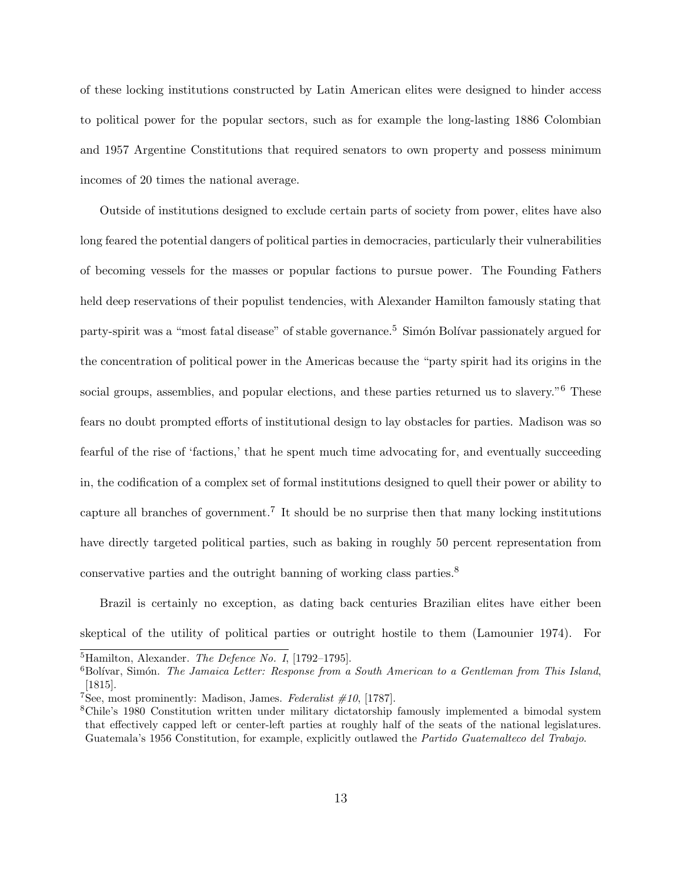of these locking institutions constructed by Latin American elites were designed to hinder access to political power for the popular sectors, such as for example the long-lasting 1886 Colombian and 1957 Argentine Constitutions that required senators to own property and possess minimum incomes of 20 times the national average.

Outside of institutions designed to exclude certain parts of society from power, elites have also long feared the potential dangers of political parties in democracies, particularly their vulnerabilities of becoming vessels for the masses or popular factions to pursue power. The Founding Fathers held deep reservations of their populist tendencies, with Alexander Hamilton famously stating that party-spirit was a "most fatal disease" of stable governance.[5] Simón Bolívar passionately argued for the concentration of political power in the Americas because the "party spirit had its origins in the social groups, assemblies, and popular elections, and these parties returned us to slavery."[6] These fears no doubt prompted efforts of institutional design to lay obstacles for parties. Madison was so fearful of the rise of 'factions,' that he spent much time advocating for, and eventually succeeding in, the codification of a complex set of formal institutions designed to quell their power or ability to capture all branches of government.[7] It should be no surprise then that many locking institutions have directly targeted political parties, such as baking in roughly 50 percent representation from conservative parties and the outright banning of working class parties.[8]

Brazil is certainly no exception, as dating back centuries Brazilian elites have either been skeptical of the utility of political parties or outright hostile to them (Lamounier 1974). For

[5] Hamilton, Alexander. *The Defence No. I*, [1792–1795].

[6] Bolívar, Simón. *The Jamaica Letter: Response from a South American to a Gentleman from This Island*, [1815].

[7] See, most prominently: Madison, James. *Federalist #10*, [1787].

[8] Chile's 1980 Constitution written under military dictatorship famously implemented a bimodal system that effectively capped left or center-left parties at roughly half of the seats of the national legislatures. Guatemala's 1956 Constitution, for example, explicitly outlawed the *Partido Guatemalteco del Trabajo*.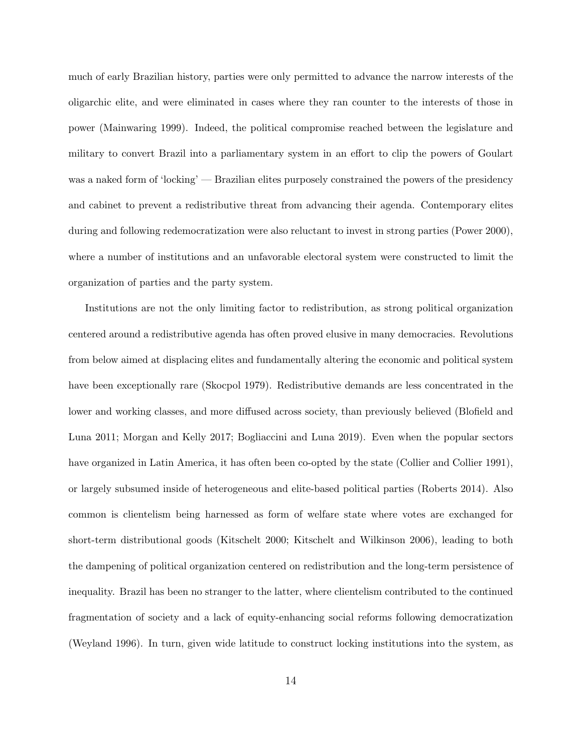much of early Brazilian history, parties were only permitted to advance the narrow interests of the oligarchic elite, and were eliminated in cases where they ran counter to the interests of those in power (Mainwaring 1999). Indeed, the political compromise reached between the legislature and military to convert Brazil into a parliamentary system in an effort to clip the powers of Goulart was a naked form of 'locking' — Brazilian elites purposely constrained the powers of the presidency and cabinet to prevent a redistributive threat from advancing their agenda. Contemporary elites during and following redemocratization were also reluctant to invest in strong parties (Power 2000), where a number of institutions and an unfavorable electoral system were constructed to limit the organization of parties and the party system.

Institutions are not the only limiting factor to redistribution, as strong political organization centered around a redistributive agenda has often proved elusive in many democracies. Revolutions from below aimed at displacing elites and fundamentally altering the economic and political system have been exceptionally rare (Skocpol 1979). Redistributive demands are less concentrated in the lower and working classes, and more diffused across society, than previously believed (Blofield and Luna 2011; Morgan and Kelly 2017; Bogliaccini and Luna 2019). Even when the popular sectors have organized in Latin America, it has often been co-opted by the state (Collier and Collier 1991), or largely subsumed inside of heterogeneous and elite-based political parties (Roberts 2014). Also common is clientelism being harnessed as form of welfare state where votes are exchanged for short-term distributional goods (Kitschelt 2000; Kitschelt and Wilkinson 2006), leading to both the dampening of political organization centered on redistribution and the long-term persistence of inequality. Brazil has been no stranger to the latter, where clientelism contributed to the continued fragmentation of society and a lack of equity-enhancing social reforms following democratization (Weyland 1996). In turn, given wide latitude to construct locking institutions into the system, as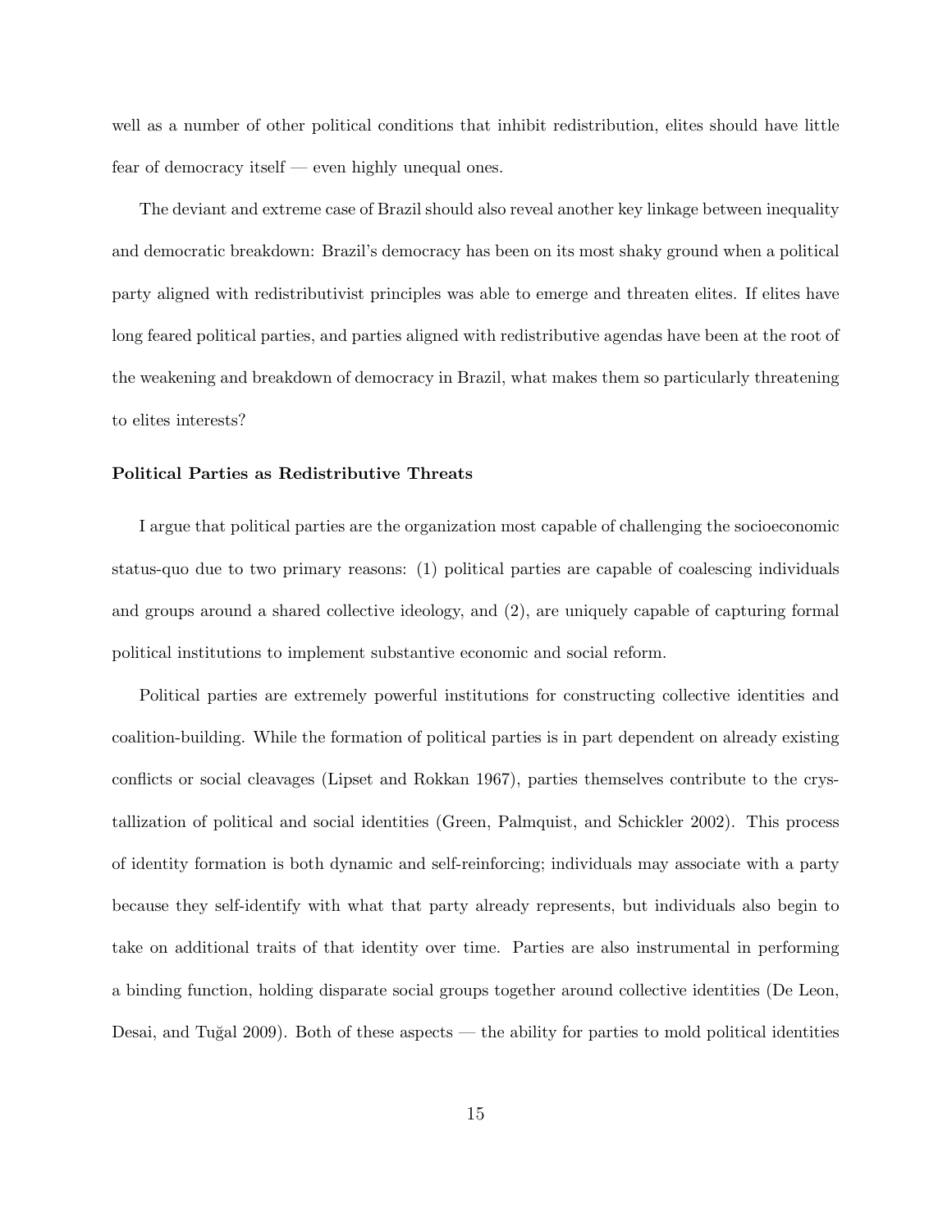well as a number of other political conditions that inhibit redistribution, elites should have little fear of democracy itself — even highly unequal ones.

The deviant and extreme case of Brazil should also reveal another key linkage between inequality and democratic breakdown: Brazil's democracy has been on its most shaky ground when a political party aligned with redistributivist principles was able to emerge and threaten elites. If elites have long feared political parties, and parties aligned with redistributive agendas have been at the root of the weakening and breakdown of democracy in Brazil, what makes them so particularly threatening to elites interests?

**Political Parties as Redistributive Threats**

I argue that political parties are the organization most capable of challenging the socioeconomic status-quo due to two primary reasons: (1) political parties are capable of coalescing individuals and groups around a shared collective ideology, and (2), are uniquely capable of capturing formal political institutions to implement substantive economic and social reform.

Political parties are extremely powerful institutions for constructing collective identities and coalition-building. While the formation of political parties is in part dependent on already existing conflicts or social cleavages (Lipset and Rokkan 1967), parties themselves contribute to the crystallization of political and social identities (Green, Palmquist, and Schickler 2002). This process of identity formation is both dynamic and self-reinforcing; individuals may associate with a party because they self-identify with what that party already represents, but individuals also begin to take on additional traits of that identity over time. Parties are also instrumental in performing a binding function, holding disparate social groups together around collective identities (De Leon, Desai, and Tuğal 2009). Both of these aspects — the ability for parties to mold political identities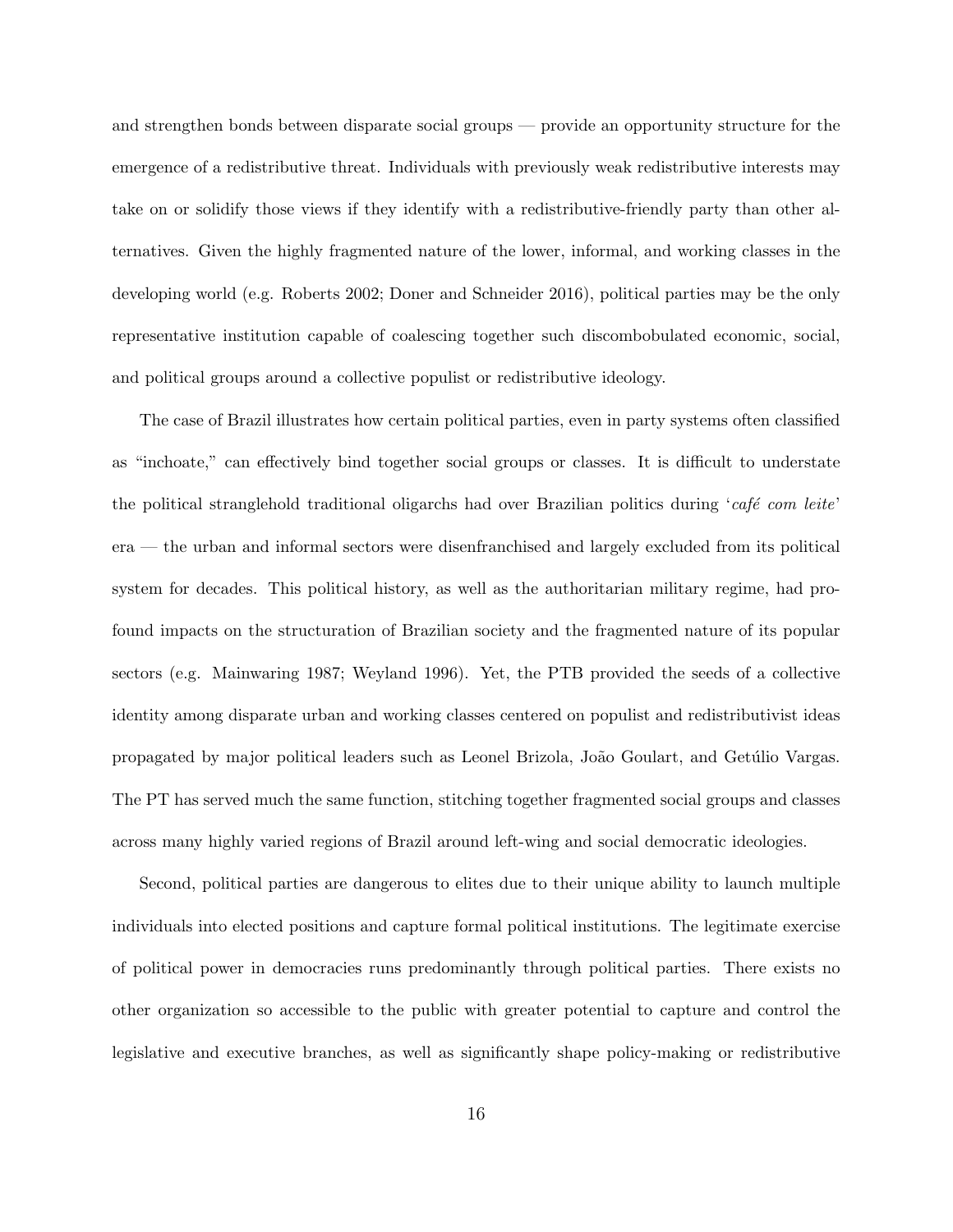and strengthen bonds between disparate social groups — provide an opportunity structure for the emergence of a redistributive threat. Individuals with previously weak redistributive interests may take on or solidify those views if they identify with a redistributive-friendly party than other alternatives. Given the highly fragmented nature of the lower, informal, and working classes in the developing world (e.g. Roberts 2002; Doner and Schneider 2016), political parties may be the only representative institution capable of coalescing together such discombobulated economic, social, and political groups around a collective populist or redistributive ideology.

The case of Brazil illustrates how certain political parties, even in party systems often classified as "inchoate," can effectively bind together social groups or classes. It is difficult to understate the political stranglehold traditional oligarchs had over Brazilian politics during '*café com leite*' era — the urban and informal sectors were disenfranchised and largely excluded from its political system for decades. This political history, as well as the authoritarian military regime, had profound impacts on the structuration of Brazilian society and the fragmented nature of its popular sectors (e.g. Mainwaring 1987; Weyland 1996). Yet, the PTB provided the seeds of a collective identity among disparate urban and working classes centered on populist and redistributivist ideas propagated by major political leaders such as Leonel Brizola, João Goulart, and Getúlio Vargas. The PT has served much the same function, stitching together fragmented social groups and classes across many highly varied regions of Brazil around left-wing and social democratic ideologies.

Second, political parties are dangerous to elites due to their unique ability to launch multiple individuals into elected positions and capture formal political institutions. The legitimate exercise of political power in democracies runs predominantly through political parties. There exists no other organization so accessible to the public with greater potential to capture and control the legislative and executive branches, as well as significantly shape policy-making or redistributive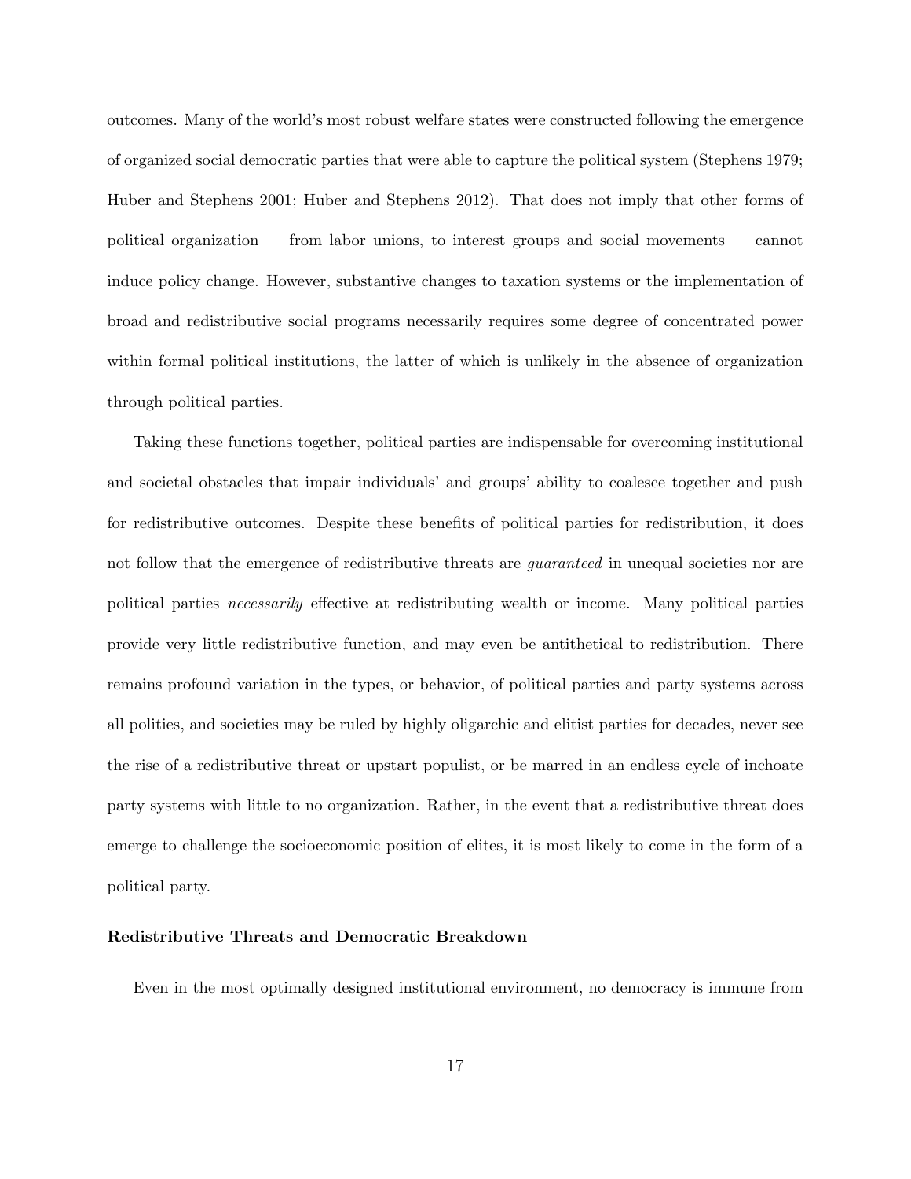outcomes. Many of the world's most robust welfare states were constructed following the emergence of organized social democratic parties that were able to capture the political system (Stephens 1979; Huber and Stephens 2001; Huber and Stephens 2012). That does not imply that other forms of political organization — from labor unions, to interest groups and social movements — cannot induce policy change. However, substantive changes to taxation systems or the implementation of broad and redistributive social programs necessarily requires some degree of concentrated power within formal political institutions, the latter of which is unlikely in the absence of organization through political parties.

Taking these functions together, political parties are indispensable for overcoming institutional and societal obstacles that impair individuals' and groups' ability to coalesce together and push for redistributive outcomes. Despite these benefits of political parties for redistribution, it does not follow that the emergence of redistributive threats are *guaranteed* in unequal societies nor are political parties *necessarily* effective at redistributing wealth or income. Many political parties provide very little redistributive function, and may even be antithetical to redistribution. There remains profound variation in the types, or behavior, of political parties and party systems across all polities, and societies may be ruled by highly oligarchic and elitist parties for decades, never see the rise of a redistributive threat or upstart populist, or be marred in an endless cycle of inchoate party systems with little to no organization. Rather, in the event that a redistributive threat does emerge to challenge the socioeconomic position of elites, it is most likely to come in the form of a political party.

### Redistributive Threats and Democratic Breakdown

Even in the most optimally designed institutional environment, no democracy is immune from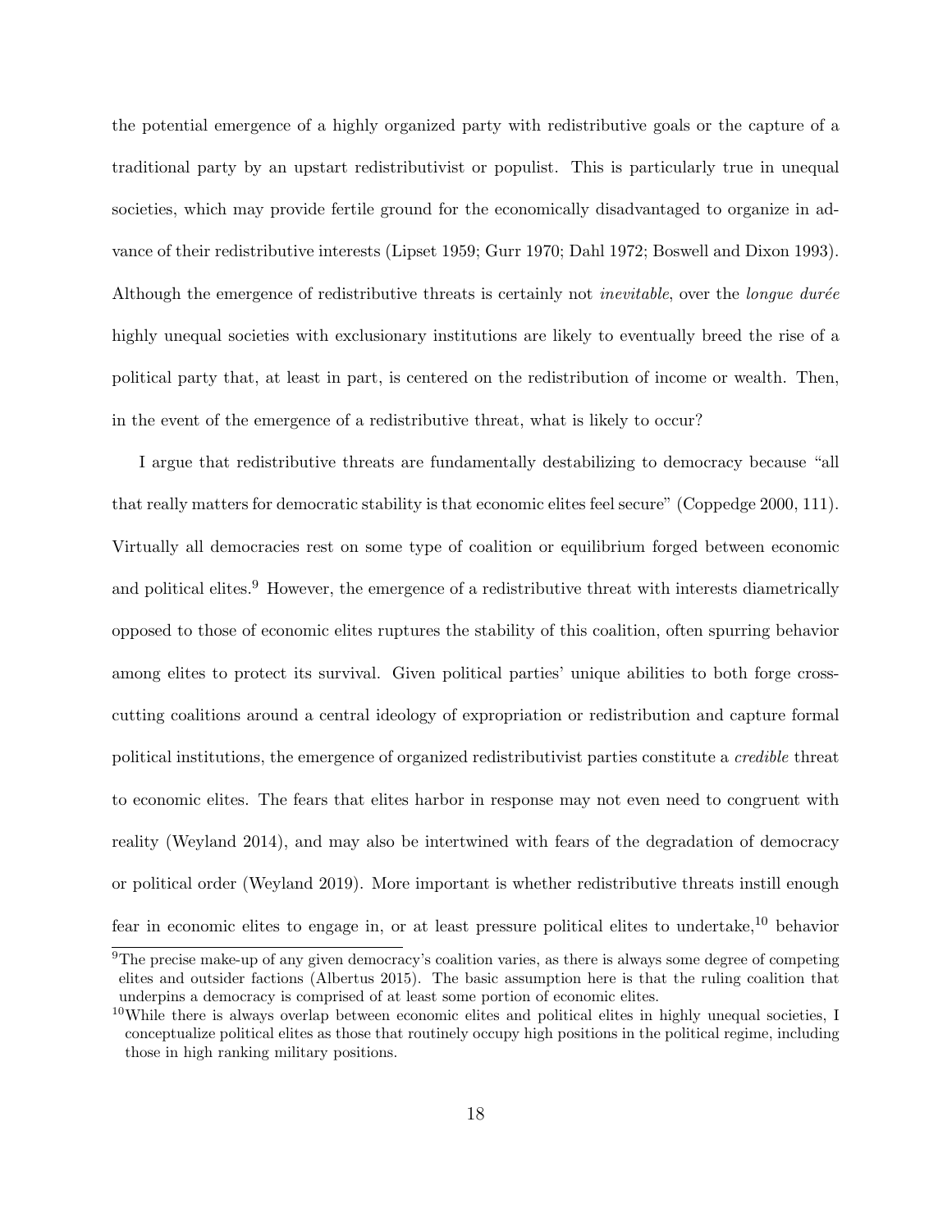the potential emergence of a highly organized party with redistributive goals or the capture of a traditional party by an upstart redistributivist or populist. This is particularly true in unequal societies, which may provide fertile ground for the economically disadvantaged to organize in advance of their redistributive interests (Lipset 1959; Gurr 1970; Dahl 1972; Boswell and Dixon 1993). Although the emergence of redistributive threats is certainly not *inevitable*, over the *longue durée* highly unequal societies with exclusionary institutions are likely to eventually breed the rise of a political party that, at least in part, is centered on the redistribution of income or wealth. Then, in the event of the emergence of a redistributive threat, what is likely to occur?

I argue that redistributive threats are fundamentally destabilizing to democracy because "all that really matters for democratic stability is that economic elites feel secure" (Coppedge 2000, 111). Virtually all democracies rest on some type of coalition or equilibrium forged between economic and political elites.[9] However, the emergence of a redistributive threat with interests diametrically opposed to those of economic elites ruptures the stability of this coalition, often spurring behavior among elites to protect its survival. Given political parties' unique abilities to both forge cross-cutting coalitions around a central ideology of expropriation or redistribution and capture formal political institutions, the emergence of organized redistributivist parties constitute a *credible* threat to economic elites. The fears that elites harbor in response may not even need to congruent with reality (Weyland 2014), and may also be intertwined with fears of the degradation of democracy or political order (Weyland 2019). More important is whether redistributive threats instill enough fear in economic elites to engage in, or at least pressure political elites to undertake,[10] behavior

[9] The precise make-up of any given democracy's coalition varies, as there is always some degree of competing elites and outsider factions (Albertus 2015). The basic assumption here is that the ruling coalition that underpins a democracy is comprised of at least some portion of economic elites.

[10] While there is always overlap between economic elites and political elites in highly unequal societies, I conceptualize political elites as those that routinely occupy high positions in the political regime, including those in high ranking military positions.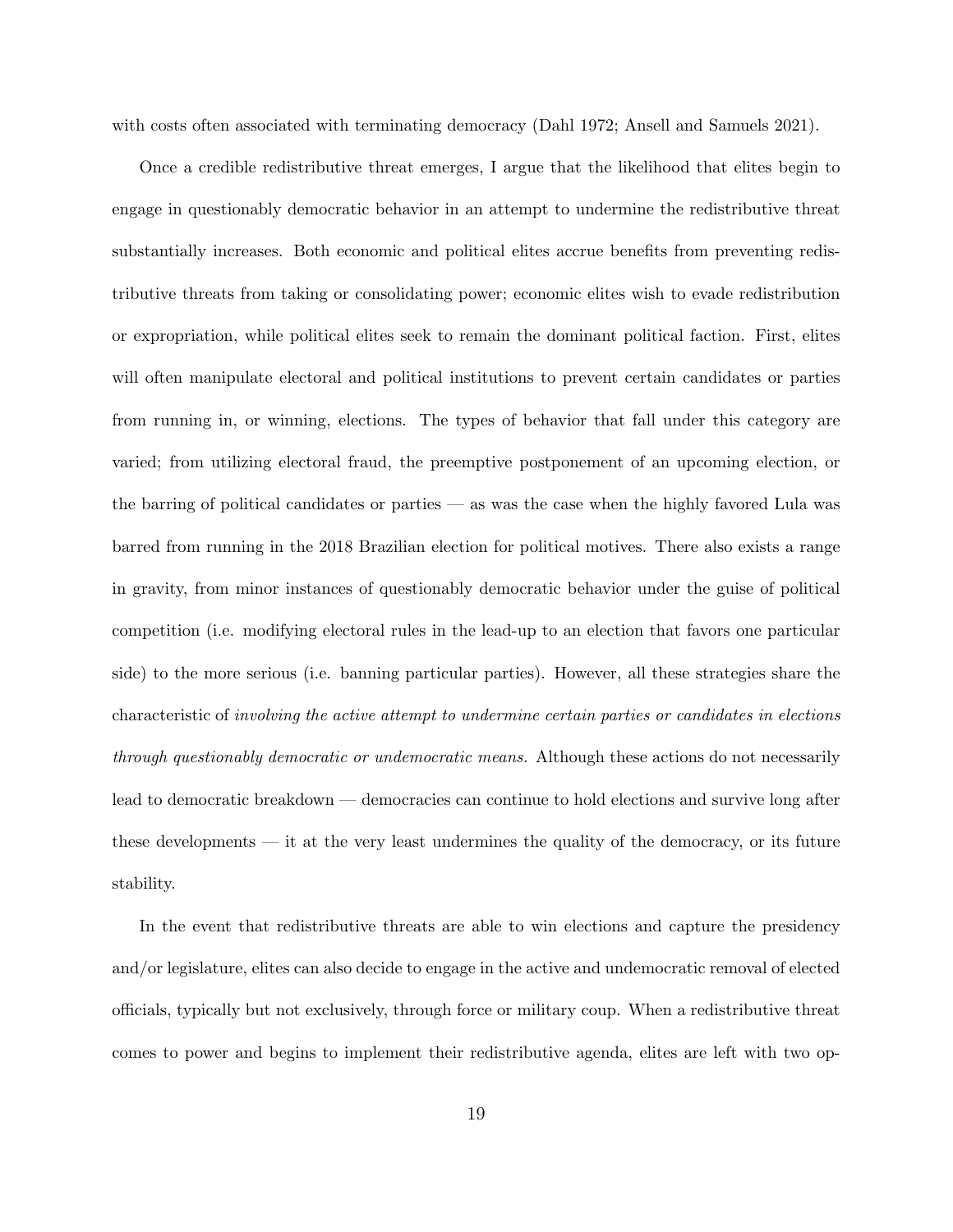with costs often associated with terminating democracy (Dahl 1972; Ansell and Samuels 2021).

Once a credible redistributive threat emerges, I argue that the likelihood that elites begin to engage in questionably democratic behavior in an attempt to undermine the redistributive threat substantially increases. Both economic and political elites accrue benefits from preventing redistributive threats from taking or consolidating power; economic elites wish to evade redistribution or expropriation, while political elites seek to remain the dominant political faction. First, elites will often manipulate electoral and political institutions to prevent certain candidates or parties from running in, or winning, elections. The types of behavior that fall under this category are varied; from utilizing electoral fraud, the preemptive postponement of an upcoming election, or the barring of political candidates or parties — as was the case when the highly favored Lula was barred from running in the 2018 Brazilian election for political motives. There also exists a range in gravity, from minor instances of questionably democratic behavior under the guise of political competition (i.e. modifying electoral rules in the lead-up to an election that favors one particular side) to the more serious (i.e. banning particular parties). However, all these strategies share the characteristic of *involving the active attempt to undermine certain parties or candidates in elections through questionably democratic or undemocratic means.* Although these actions do not necessarily lead to democratic breakdown — democracies can continue to hold elections and survive long after these developments — it at the very least undermines the quality of the democracy, or its future stability.

In the event that redistributive threats are able to win elections and capture the presidency and/or legislature, elites can also decide to engage in the active and undemocratic removal of elected officials, typically but not exclusively, through force or military coup. When a redistributive threat comes to power and begins to implement their redistributive agenda, elites are left with two op-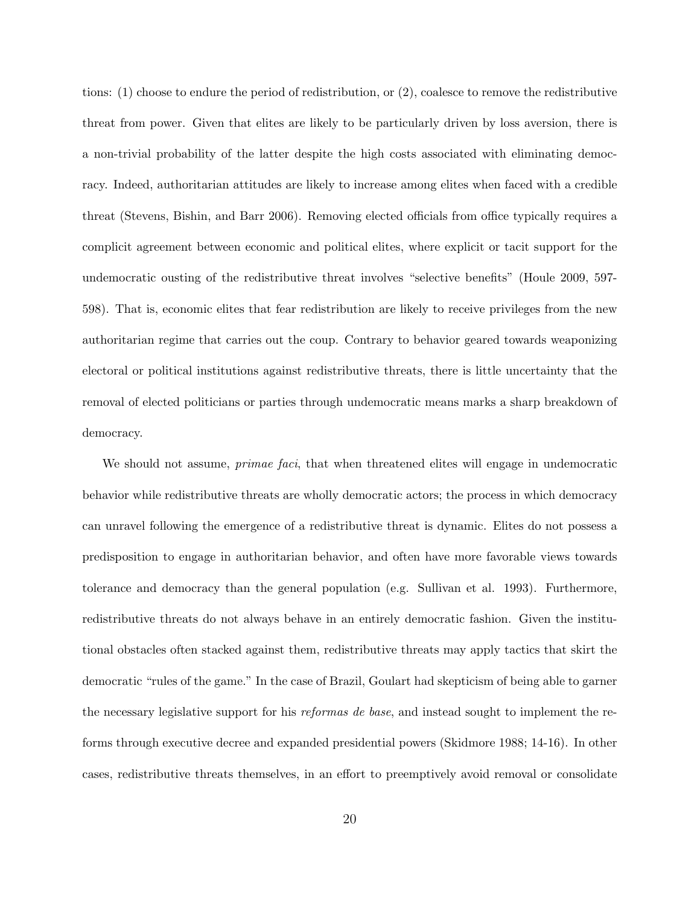tions: (1) choose to endure the period of redistribution, or (2), coalesce to remove the redistributive threat from power. Given that elites are likely to be particularly driven by loss aversion, there is a non-trivial probability of the latter despite the high costs associated with eliminating democracy. Indeed, authoritarian attitudes are likely to increase among elites when faced with a credible threat (Stevens, Bishin, and Barr 2006). Removing elected officials from office typically requires a complicit agreement between economic and political elites, where explicit or tacit support for the undemocratic ousting of the redistributive threat involves "selective benefits" (Houle 2009, 597-598). That is, economic elites that fear redistribution are likely to receive privileges from the new authoritarian regime that carries out the coup. Contrary to behavior geared towards weaponizing electoral or political institutions against redistributive threats, there is little uncertainty that the removal of elected politicians or parties through undemocratic means marks a sharp breakdown of democracy.

We should not assume, *primae faci*, that when threatened elites will engage in undemocratic behavior while redistributive threats are wholly democratic actors; the process in which democracy can unravel following the emergence of a redistributive threat is dynamic. Elites do not possess a predisposition to engage in authoritarian behavior, and often have more favorable views towards tolerance and democracy than the general population (e.g. Sullivan et al. 1993). Furthermore, redistributive threats do not always behave in an entirely democratic fashion. Given the institutional obstacles often stacked against them, redistributive threats may apply tactics that skirt the democratic "rules of the game." In the case of Brazil, Goulart had skepticism of being able to garner the necessary legislative support for his *reformas de base*, and instead sought to implement the reforms through executive decree and expanded presidential powers (Skidmore 1988; 14-16). In other cases, redistributive threats themselves, in an effort to preemptively avoid removal or consolidate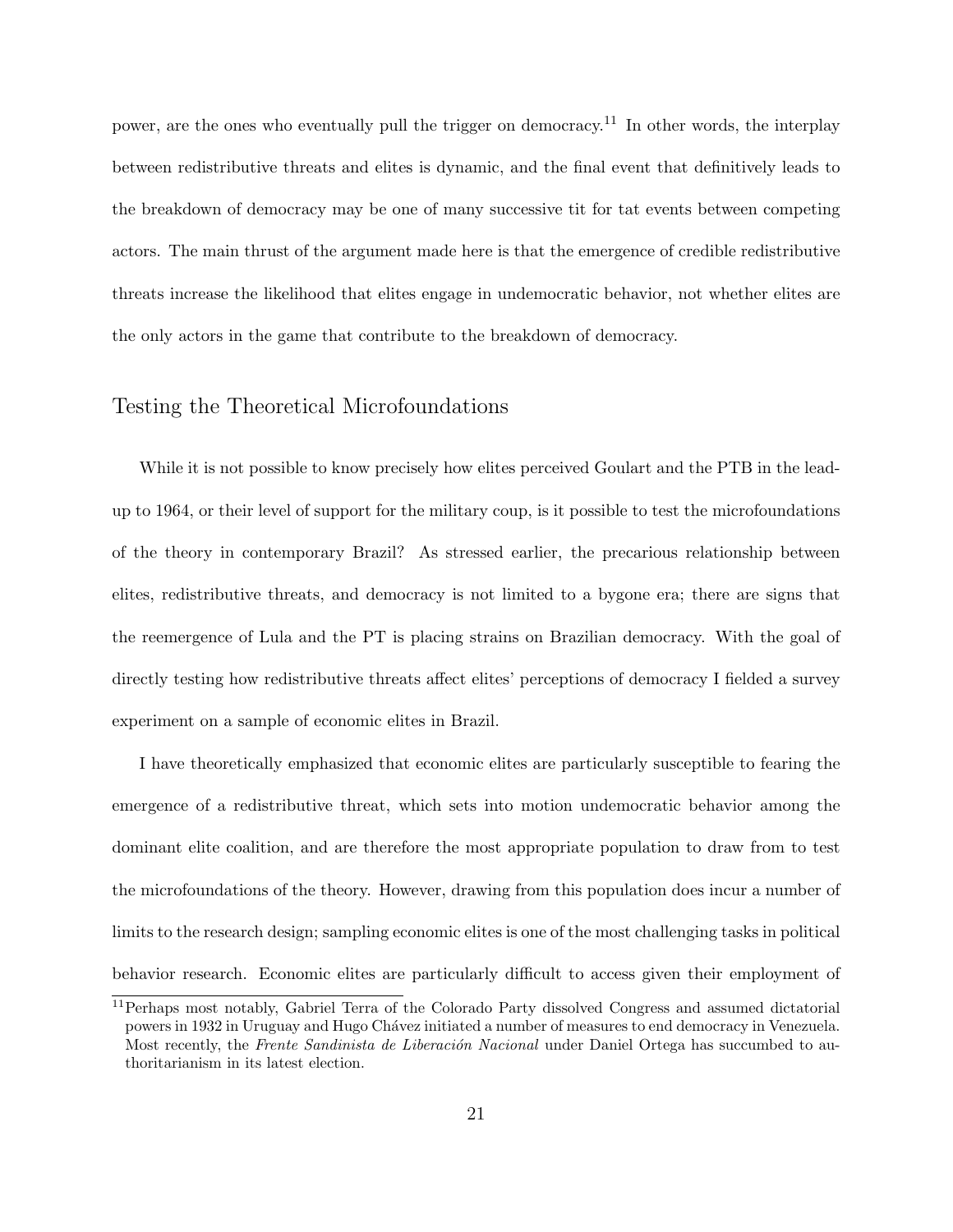power, are the ones who eventually pull the trigger on democracy.[11] In other words, the interplay between redistributive threats and elites is dynamic, and the final event that definitively leads to the breakdown of democracy may be one of many successive tit for tat events between competing actors. The main thrust of the argument made here is that the emergence of credible redistributive threats increase the likelihood that elites engage in undemocratic behavior, not whether elites are the only actors in the game that contribute to the breakdown of democracy.

## Testing the Theoretical Microfoundations

While it is not possible to know precisely how elites perceived Goulart and the PTB in the lead-up to 1964, or their level of support for the military coup, is it possible to test the microfoundations of the theory in contemporary Brazil? As stressed earlier, the precarious relationship between elites, redistributive threats, and democracy is not limited to a bygone era; there are signs that the reemergence of Lula and the PT is placing strains on Brazilian democracy. With the goal of directly testing how redistributive threats affect elites' perceptions of democracy I fielded a survey experiment on a sample of economic elites in Brazil.

I have theoretically emphasized that economic elites are particularly susceptible to fearing the emergence of a redistributive threat, which sets into motion undemocratic behavior among the dominant elite coalition, and are therefore the most appropriate population to draw from to test the microfoundations of the theory. However, drawing from this population does incur a number of limits to the research design; sampling economic elites is one of the most challenging tasks in political behavior research. Economic elites are particularly difficult to access given their employment of

[11] Perhaps most notably, Gabriel Terra of the Colorado Party dissolved Congress and assumed dictatorial powers in 1932 in Uruguay and Hugo Chávez initiated a number of measures to end democracy in Venezuela. Most recently, the *Frente Sandinista de Liberación Nacional* under Daniel Ortega has succumbed to authoritarianism in its latest election.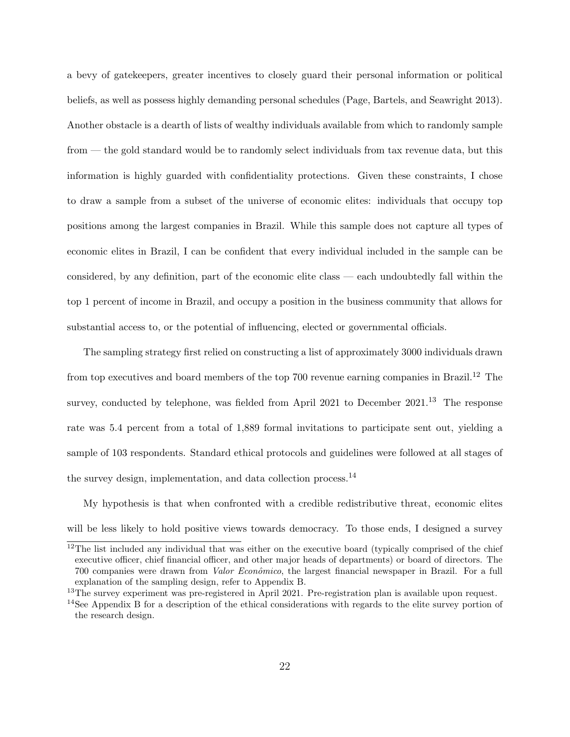a bevy of gatekeepers, greater incentives to closely guard their personal information or political beliefs, as well as possess highly demanding personal schedules (Page, Bartels, and Seawright 2013). Another obstacle is a dearth of lists of wealthy individuals available from which to randomly sample from — the gold standard would be to randomly select individuals from tax revenue data, but this information is highly guarded with confidentiality protections. Given these constraints, I chose to draw a sample from a subset of the universe of economic elites: individuals that occupy top positions among the largest companies in Brazil. While this sample does not capture all types of economic elites in Brazil, I can be confident that every individual included in the sample can be considered, by any definition, part of the economic elite class — each undoubtedly fall within the top 1 percent of income in Brazil, and occupy a position in the business community that allows for substantial access to, or the potential of influencing, elected or governmental officials.

The sampling strategy first relied on constructing a list of approximately 3000 individuals drawn from top executives and board members of the top 700 revenue earning companies in Brazil.[12] The survey, conducted by telephone, was fielded from April 2021 to December 2021.[13] The response rate was 5.4 percent from a total of 1,889 formal invitations to participate sent out, yielding a sample of 103 respondents. Standard ethical protocols and guidelines were followed at all stages of the survey design, implementation, and data collection process.[14]

My hypothesis is that when confronted with a credible redistributive threat, economic elites will be less likely to hold positive views towards democracy. To those ends, I designed a survey

[12] The list included any individual that was either on the executive board (typically comprised of the chief executive officer, chief financial officer, and other major heads of departments) or board of directors. The 700 companies were drawn from *Valor Econômico*, the largest financial newspaper in Brazil. For a full explanation of the sampling design, refer to Appendix B.

[13] The survey experiment was pre-registered in April 2021. Pre-registration plan is available upon request.

[14] See Appendix B for a description of the ethical considerations with regards to the elite survey portion of the research design.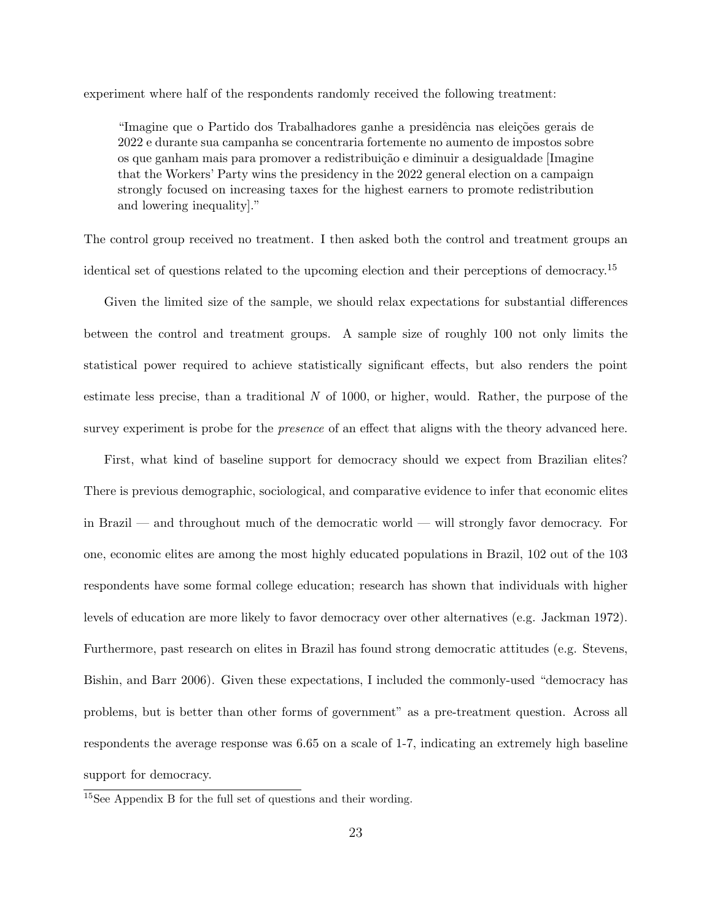experiment where half of the respondents randomly received the following treatment:

> "Imagine que o Partido dos Trabalhadores ganhe a presidência nas eleições gerais de 2022 e durante sua campanha se concentraria fortemente no aumento de impostos sobre os que ganham mais para promover a redistribuição e diminuir a desigualdade [Imagine that the Workers' Party wins the presidency in the 2022 general election on a campaign strongly focused on increasing taxes for the highest earners to promote redistribution and lowering inequality]."

The control group received no treatment. I then asked both the control and treatment groups an identical set of questions related to the upcoming election and their perceptions of democracy.[15]

Given the limited size of the sample, we should relax expectations for substantial differences between the control and treatment groups. A sample size of roughly 100 not only limits the statistical power required to achieve statistically significant effects, but also renders the point estimate less precise, than a traditional $N$ of 1000, or higher, would. Rather, the purpose of the survey experiment is probe for the *presence* of an effect that aligns with the theory advanced here.

First, what kind of baseline support for democracy should we expect from Brazilian elites? There is previous demographic, sociological, and comparative evidence to infer that economic elites in Brazil — and throughout much of the democratic world — will strongly favor democracy. For one, economic elites are among the most highly educated populations in Brazil, 102 out of the 103 respondents have some formal college education; research has shown that individuals with higher levels of education are more likely to favor democracy over other alternatives (e.g. Jackman 1972). Furthermore, past research on elites in Brazil has found strong democratic attitudes (e.g. Stevens, Bishin, and Barr 2006). Given these expectations, I included the commonly-used "democracy has problems, but is better than other forms of government" as a pre-treatment question. Across all respondents the average response was 6.65 on a scale of 1-7, indicating an extremely high baseline support for democracy.

[15] See Appendix B for the full set of questions and their wording.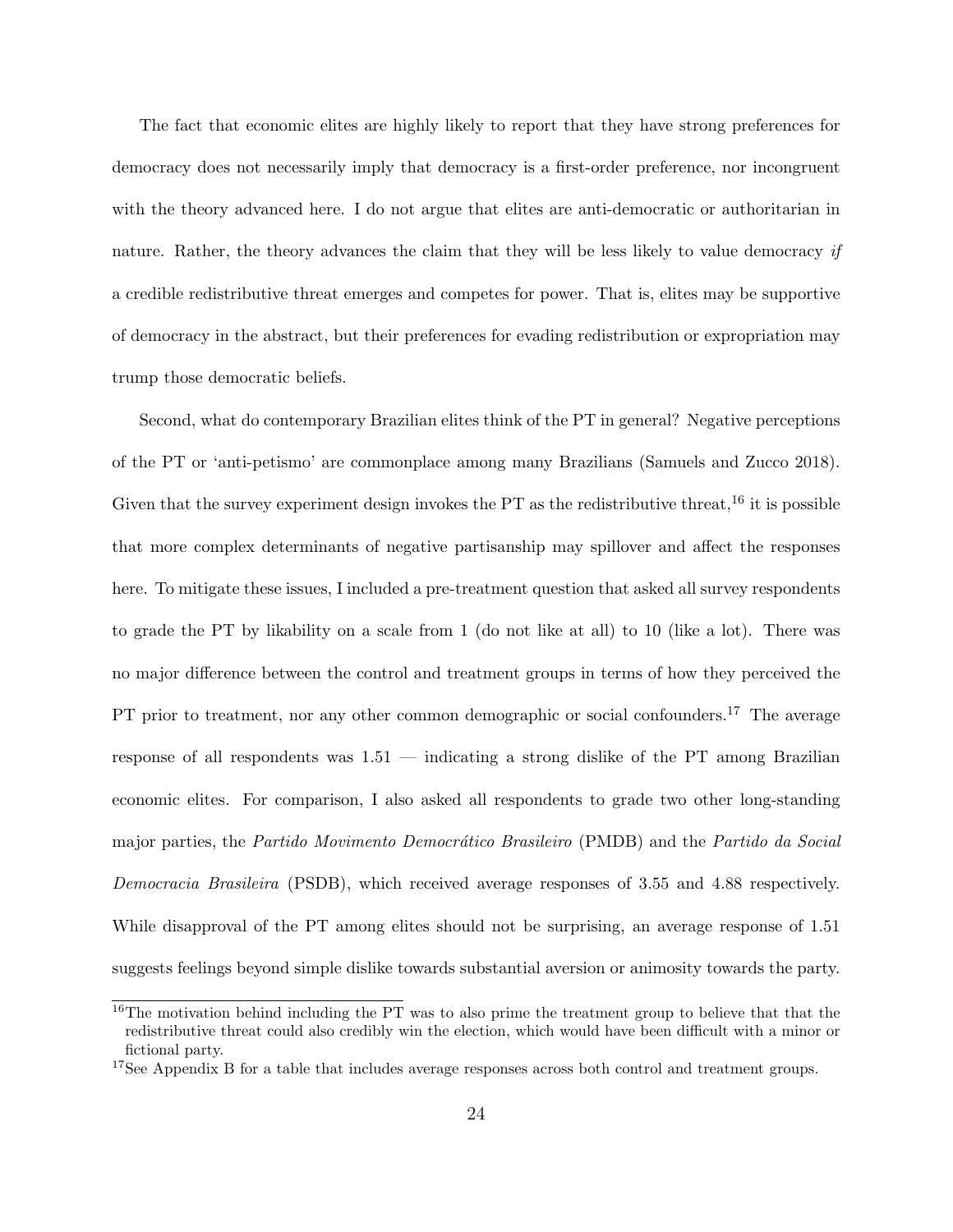The fact that economic elites are highly likely to report that they have strong preferences for democracy does not necessarily imply that democracy is a first-order preference, nor incongruent with the theory advanced here. I do not argue that elites are anti-democratic or authoritarian in nature. Rather, the theory advances the claim that they will be less likely to value democracy *if* a credible redistributive threat emerges and competes for power. That is, elites may be supportive of democracy in the abstract, but their preferences for evading redistribution or expropriation may trump those democratic beliefs.

Second, what do contemporary Brazilian elites think of the PT in general? Negative perceptions of the PT or 'anti-petismo' are commonplace among many Brazilians (Samuels and Zucco 2018). Given that the survey experiment design invokes the PT as the redistributive threat,[16] it is possible that more complex determinants of negative partisanship may spillover and affect the responses here. To mitigate these issues, I included a pre-treatment question that asked all survey respondents to grade the PT by likability on a scale from 1 (do not like at all) to 10 (like a lot). There was no major difference between the control and treatment groups in terms of how they perceived the PT prior to treatment, nor any other common demographic or social confounders.[17] The average response of all respondents was 1.51 — indicating a strong dislike of the PT among Brazilian economic elites. For comparison, I also asked all respondents to grade two other long-standing major parties, the *Partido Movimento Democrático Brasileiro* (PMDB) and the *Partido da Social Democracia Brasileira* (PSDB), which received average responses of 3.55 and 4.88 respectively. While disapproval of the PT among elites should not be surprising, an average response of 1.51 suggests feelings beyond simple dislike towards substantial aversion or animosity towards the party.

[16] The motivation behind including the PT was to also prime the treatment group to believe that that the redistributive threat could also credibly win the election, which would have been difficult with a minor or fictional party.

[17] See Appendix B for a table that includes average responses across both control and treatment groups.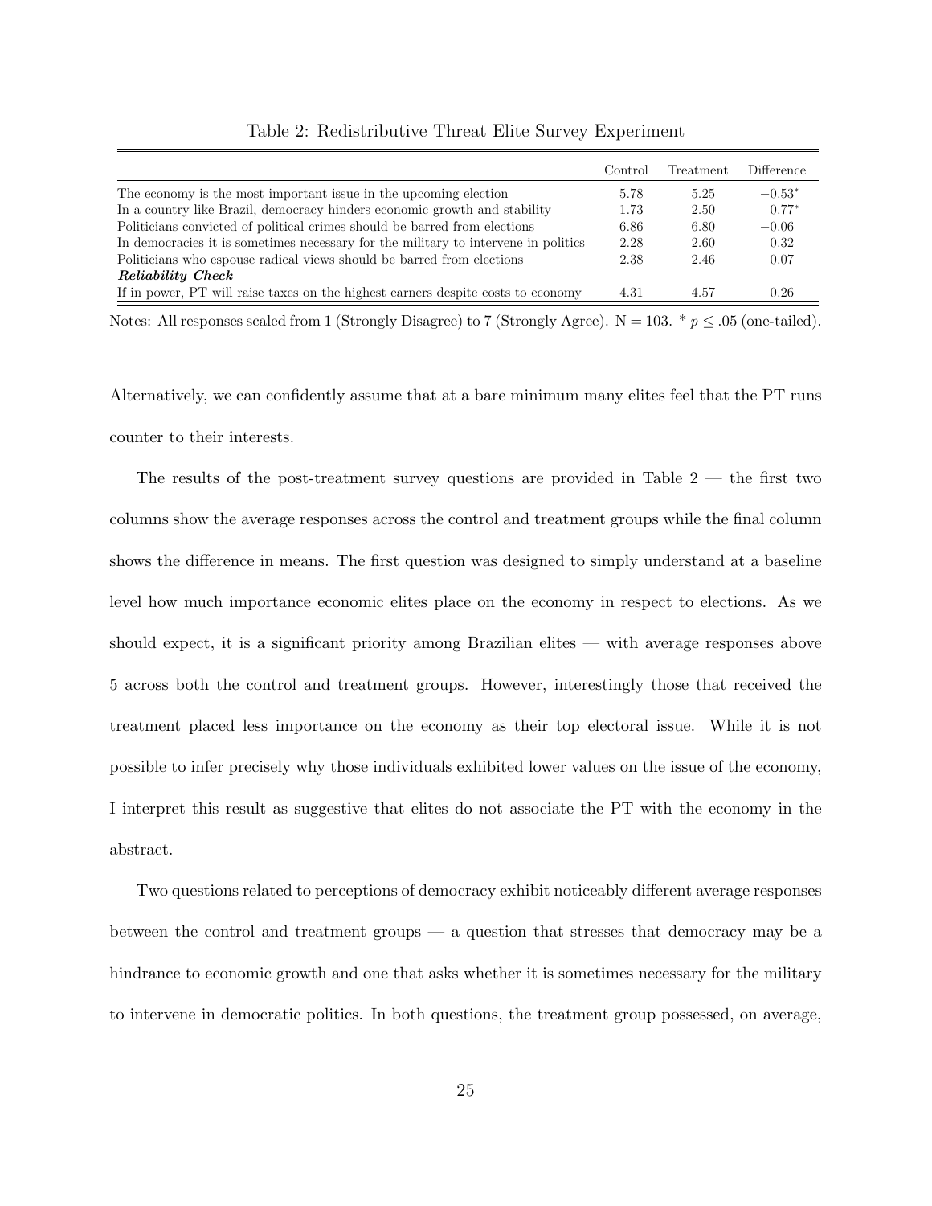Table 2: Redistributive Threat Elite Survey Experiment

| | Control | Treatment | Difference |
|---|---|---|---|
| The economy is the most important issue in the upcoming election | 5.78 | 5.25 | $-0.53^{*}$ |
| In a country like Brazil, democracy hinders economic growth and stability | 1.73 | 2.50 | $0.77^{*}$ |
| Politicians convicted of political crimes should be barred from elections | 6.86 | 6.80 | $-0.06$ |
| In democracies it is sometimes necessary for the military to intervene in politics | 2.28 | 2.60 | 0.32 |
| Politicians who espouse radical views should be barred from elections | 2.38 | 2.46 | 0.07 |
| ***Reliability Check*** | | | |
| If in power, PT will raise taxes on the highest earners despite costs to economy | 4.31 | 4.57 | 0.26 |

Notes: All responses scaled from 1 (Strongly Disagree) to 7 (Strongly Agree). N = 103. * $p \leq .05$ (one-tailed).

Alternatively, we can confidently assume that at a bare minimum many elites feel that the PT runs counter to their interests.

The results of the post-treatment survey questions are provided in Table 2 — the first two columns show the average responses across the control and treatment groups while the final column shows the difference in means. The first question was designed to simply understand at a baseline level how much importance economic elites place on the economy in respect to elections. As we should expect, it is a significant priority among Brazilian elites — with average responses above 5 across both the control and treatment groups. However, interestingly those that received the treatment placed less importance on the economy as their top electoral issue. While it is not possible to infer precisely why those individuals exhibited lower values on the issue of the economy, I interpret this result as suggestive that elites do not associate the PT with the economy in the abstract.

Two questions related to perceptions of democracy exhibit noticeably different average responses between the control and treatment groups — a question that stresses that democracy may be a hindrance to economic growth and one that asks whether it is sometimes necessary for the military to intervene in democratic politics. In both questions, the treatment group possessed, on average,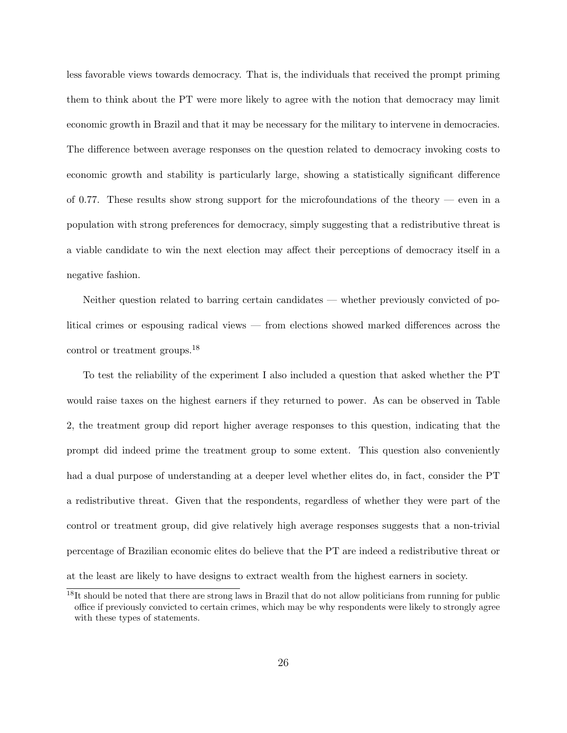less favorable views towards democracy. That is, the individuals that received the prompt priming them to think about the PT were more likely to agree with the notion that democracy may limit economic growth in Brazil and that it may be necessary for the military to intervene in democracies. The difference between average responses on the question related to democracy invoking costs to economic growth and stability is particularly large, showing a statistically significant difference of 0.77. These results show strong support for the microfoundations of the theory — even in a population with strong preferences for democracy, simply suggesting that a redistributive threat is a viable candidate to win the next election may affect their perceptions of democracy itself in a negative fashion.

Neither question related to barring certain candidates — whether previously convicted of political crimes or espousing radical views — from elections showed marked differences across the control or treatment groups.[18]

To test the reliability of the experiment I also included a question that asked whether the PT would raise taxes on the highest earners if they returned to power. As can be observed in Table 2, the treatment group did report higher average responses to this question, indicating that the prompt did indeed prime the treatment group to some extent. This question also conveniently had a dual purpose of understanding at a deeper level whether elites do, in fact, consider the PT a redistributive threat. Given that the respondents, regardless of whether they were part of the control or treatment group, did give relatively high average responses suggests that a non-trivial percentage of Brazilian economic elites do believe that the PT are indeed a redistributive threat or at the least are likely to have designs to extract wealth from the highest earners in society.

[18] It should be noted that there are strong laws in Brazil that do not allow politicians from running for public office if previously convicted to certain crimes, which may be why respondents were likely to strongly agree with these types of statements.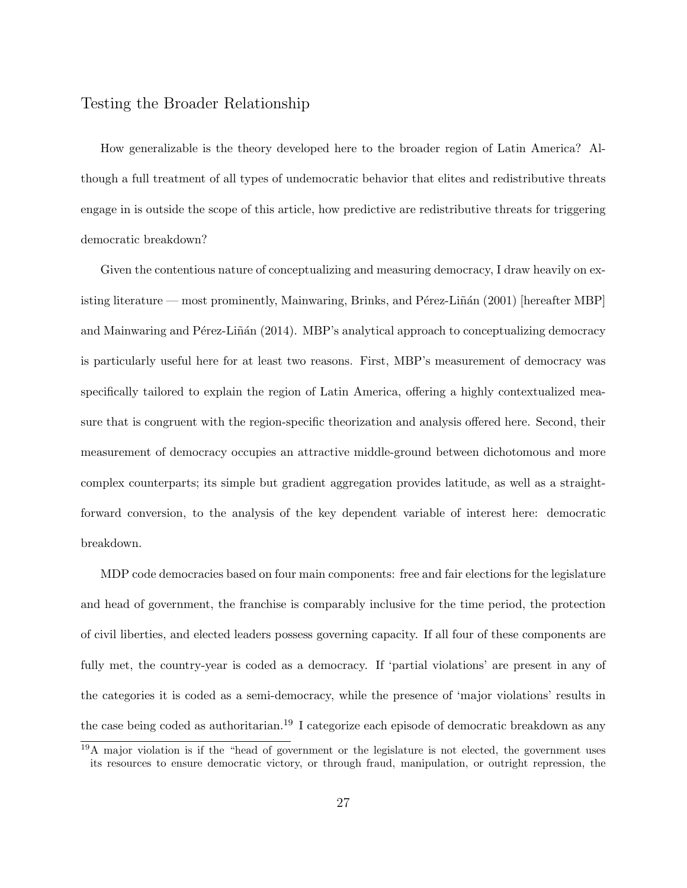## Testing the Broader Relationship

How generalizable is the theory developed here to the broader region of Latin America? Although a full treatment of all types of undemocratic behavior that elites and redistributive threats engage in is outside the scope of this article, how predictive are redistributive threats for triggering democratic breakdown?

Given the contentious nature of conceptualizing and measuring democracy, I draw heavily on existing literature — most prominently, Mainwaring, Brinks, and Pérez-Liñán (2001) [hereafter MBP] and Mainwaring and Pérez-Liñán (2014). MBP's analytical approach to conceptualizing democracy is particularly useful here for at least two reasons. First, MBP's measurement of democracy was specifically tailored to explain the region of Latin America, offering a highly contextualized measure that is congruent with the region-specific theorization and analysis offered here. Second, their measurement of democracy occupies an attractive middle-ground between dichotomous and more complex counterparts; its simple but gradient aggregation provides latitude, as well as a straightforward conversion, to the analysis of the key dependent variable of interest here: democratic breakdown.

MDP code democracies based on four main components: free and fair elections for the legislature and head of government, the franchise is comparably inclusive for the time period, the protection of civil liberties, and elected leaders possess governing capacity. If all four of these components are fully met, the country-year is coded as a democracy. If 'partial violations' are present in any of the categories it is coded as a semi-democracy, while the presence of 'major violations' results in the case being coded as authoritarian.[19] I categorize each episode of democratic breakdown as any

[19] A major violation is if the "head of government or the legislature is not elected, the government uses its resources to ensure democratic victory, or through fraud, manipulation, or outright repression, the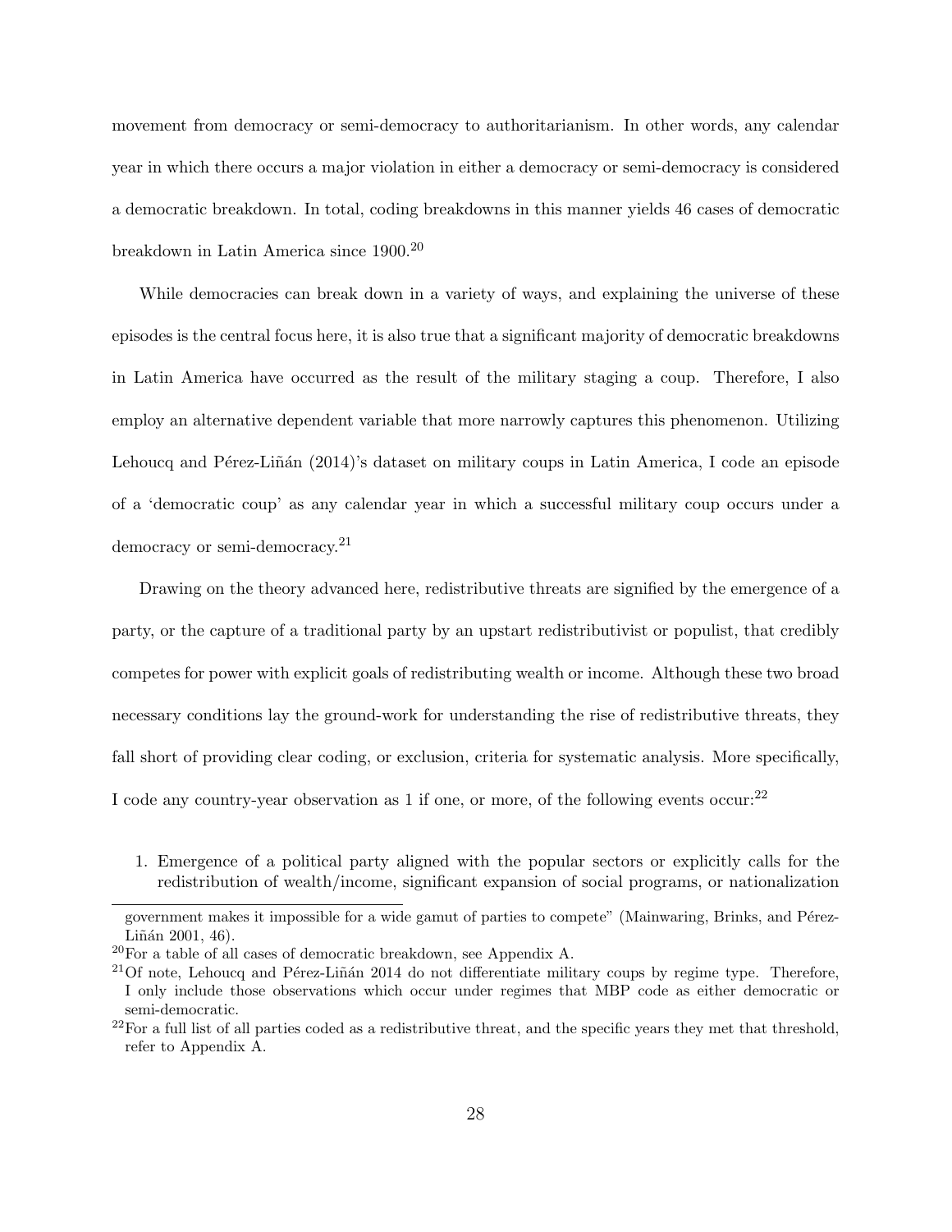movement from democracy or semi-democracy to authoritarianism. In other words, any calendar year in which there occurs a major violation in either a democracy or semi-democracy is considered a democratic breakdown. In total, coding breakdowns in this manner yields 46 cases of democratic breakdown in Latin America since 1900.[20]

While democracies can break down in a variety of ways, and explaining the universe of these episodes is the central focus here, it is also true that a significant majority of democratic breakdowns in Latin America have occurred as the result of the military staging a coup. Therefore, I also employ an alternative dependent variable that more narrowly captures this phenomenon. Utilizing Lehoucq and Pérez-Liñán (2014)'s dataset on military coups in Latin America, I code an episode of a 'democratic coup' as any calendar year in which a successful military coup occurs under a democracy or semi-democracy.[21]

Drawing on the theory advanced here, redistributive threats are signified by the emergence of a party, or the capture of a traditional party by an upstart redistributivist or populist, that credibly competes for power with explicit goals of redistributing wealth or income. Although these two broad necessary conditions lay the ground-work for understanding the rise of redistributive threats, they fall short of providing clear coding, or exclusion, criteria for systematic analysis. More specifically, I code any country-year observation as 1 if one, or more, of the following events occur:[22]

1. Emergence of a political party aligned with the popular sectors or explicitly calls for the redistribution of wealth/income, significant expansion of social programs, or nationalization

---

government makes it impossible for a wide gamut of parties to compete" (Mainwaring, Brinks, and Pérez-Liñán 2001, 46).

[20] For a table of all cases of democratic breakdown, see Appendix A.

[21] Of note, Lehoucq and Pérez-Liñán 2014 do not differentiate military coups by regime type. Therefore, I only include those observations which occur under regimes that MBP code as either democratic or semi-democratic.

[22] For a full list of all parties coded as a redistributive threat, and the specific years they met that threshold, refer to Appendix A.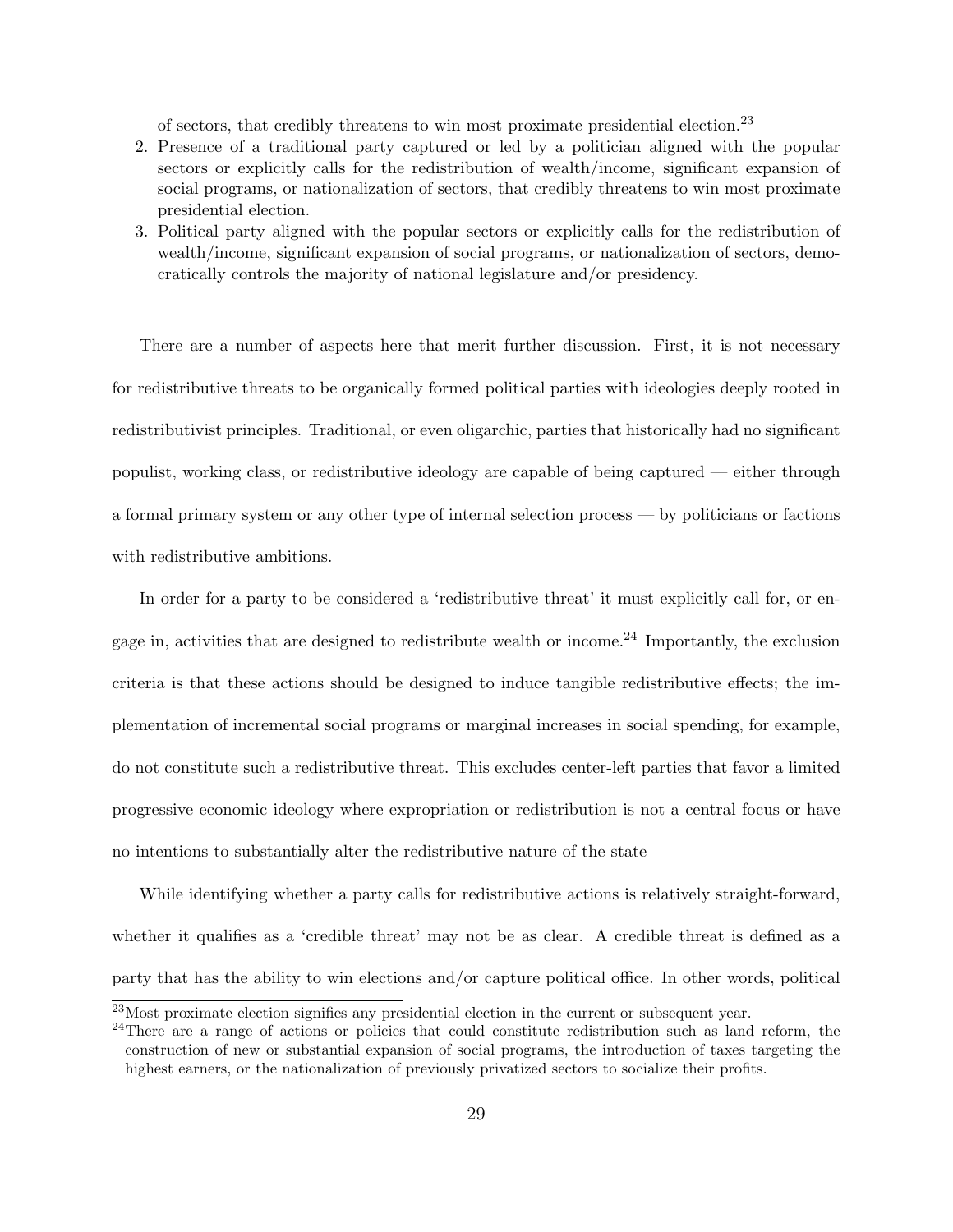of sectors, that credibly threatens to win most proximate presidential election.[23]

2. Presence of a traditional party captured or led by a politician aligned with the popular sectors or explicitly calls for the redistribution of wealth/income, significant expansion of social programs, or nationalization of sectors, that credibly threatens to win most proximate presidential election.
3. Political party aligned with the popular sectors or explicitly calls for the redistribution of wealth/income, significant expansion of social programs, or nationalization of sectors, democratically controls the majority of national legislature and/or presidency.

There are a number of aspects here that merit further discussion. First, it is not necessary for redistributive threats to be organically formed political parties with ideologies deeply rooted in redistributivist principles. Traditional, or even oligarchic, parties that historically had no significant populist, working class, or redistributive ideology are capable of being captured — either through a formal primary system or any other type of internal selection process — by politicians or factions with redistributive ambitions.

In order for a party to be considered a 'redistributive threat' it must explicitly call for, or engage in, activities that are designed to redistribute wealth or income.[24] Importantly, the exclusion criteria is that these actions should be designed to induce tangible redistributive effects; the implementation of incremental social programs or marginal increases in social spending, for example, do not constitute such a redistributive threat. This excludes center-left parties that favor a limited progressive economic ideology where expropriation or redistribution is not a central focus or have no intentions to substantially alter the redistributive nature of the state

While identifying whether a party calls for redistributive actions is relatively straight-forward, whether it qualifies as a 'credible threat' may not be as clear. A credible threat is defined as a party that has the ability to win elections and/or capture political office. In other words, political

[23]Most proximate election signifies any presidential election in the current or subsequent year.

[24]There are a range of actions or policies that could constitute redistribution such as land reform, the construction of new or substantial expansion of social programs, the introduction of taxes targeting the highest earners, or the nationalization of previously privatized sectors to socialize their profits.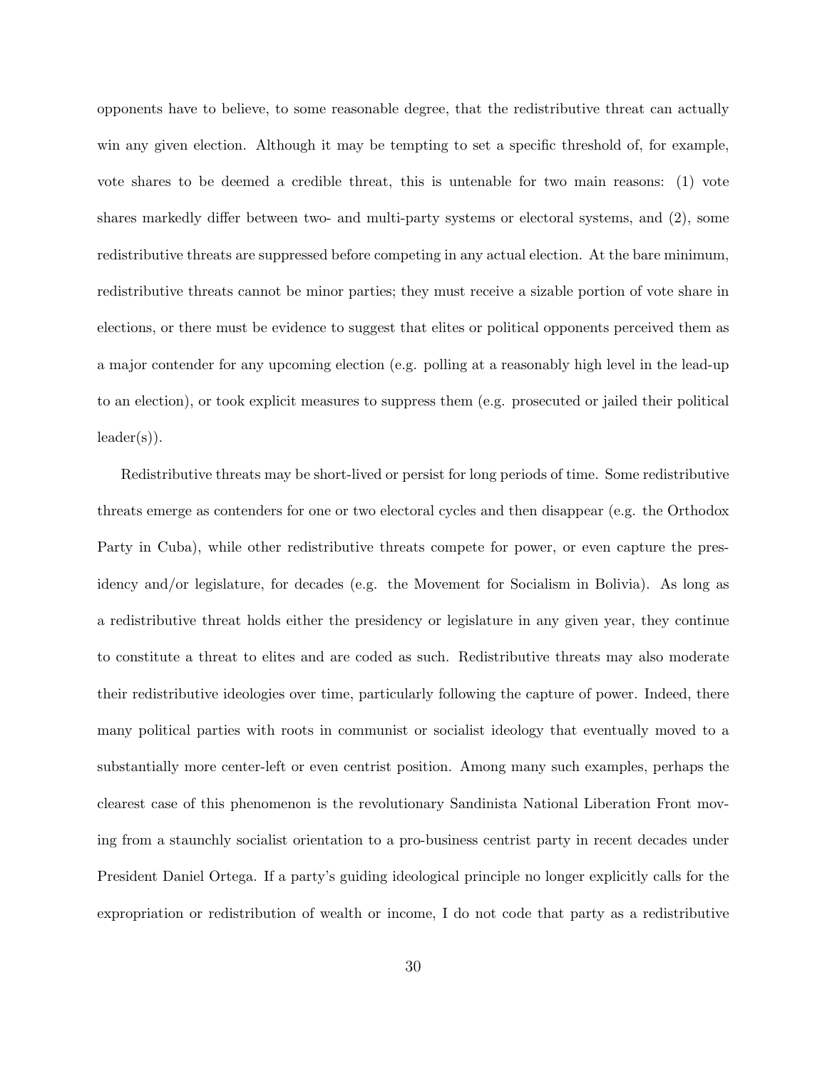opponents have to believe, to some reasonable degree, that the redistributive threat can actually win any given election. Although it may be tempting to set a specific threshold of, for example, vote shares to be deemed a credible threat, this is untenable for two main reasons: (1) vote shares markedly differ between two- and multi-party systems or electoral systems, and (2), some redistributive threats are suppressed before competing in any actual election. At the bare minimum, redistributive threats cannot be minor parties; they must receive a sizable portion of vote share in elections, or there must be evidence to suggest that elites or political opponents perceived them as a major contender for any upcoming election (e.g. polling at a reasonably high level in the lead-up to an election), or took explicit measures to suppress them (e.g. prosecuted or jailed their political leader(s)).

Redistributive threats may be short-lived or persist for long periods of time. Some redistributive threats emerge as contenders for one or two electoral cycles and then disappear (e.g. the Orthodox Party in Cuba), while other redistributive threats compete for power, or even capture the presidency and/or legislature, for decades (e.g. the Movement for Socialism in Bolivia). As long as a redistributive threat holds either the presidency or legislature in any given year, they continue to constitute a threat to elites and are coded as such. Redistributive threats may also moderate their redistributive ideologies over time, particularly following the capture of power. Indeed, there many political parties with roots in communist or socialist ideology that eventually moved to a substantially more center-left or even centrist position. Among many such examples, perhaps the clearest case of this phenomenon is the revolutionary Sandinista National Liberation Front moving from a staunchly socialist orientation to a pro-business centrist party in recent decades under President Daniel Ortega. If a party's guiding ideological principle no longer explicitly calls for the expropriation or redistribution of wealth or income, I do not code that party as a redistributive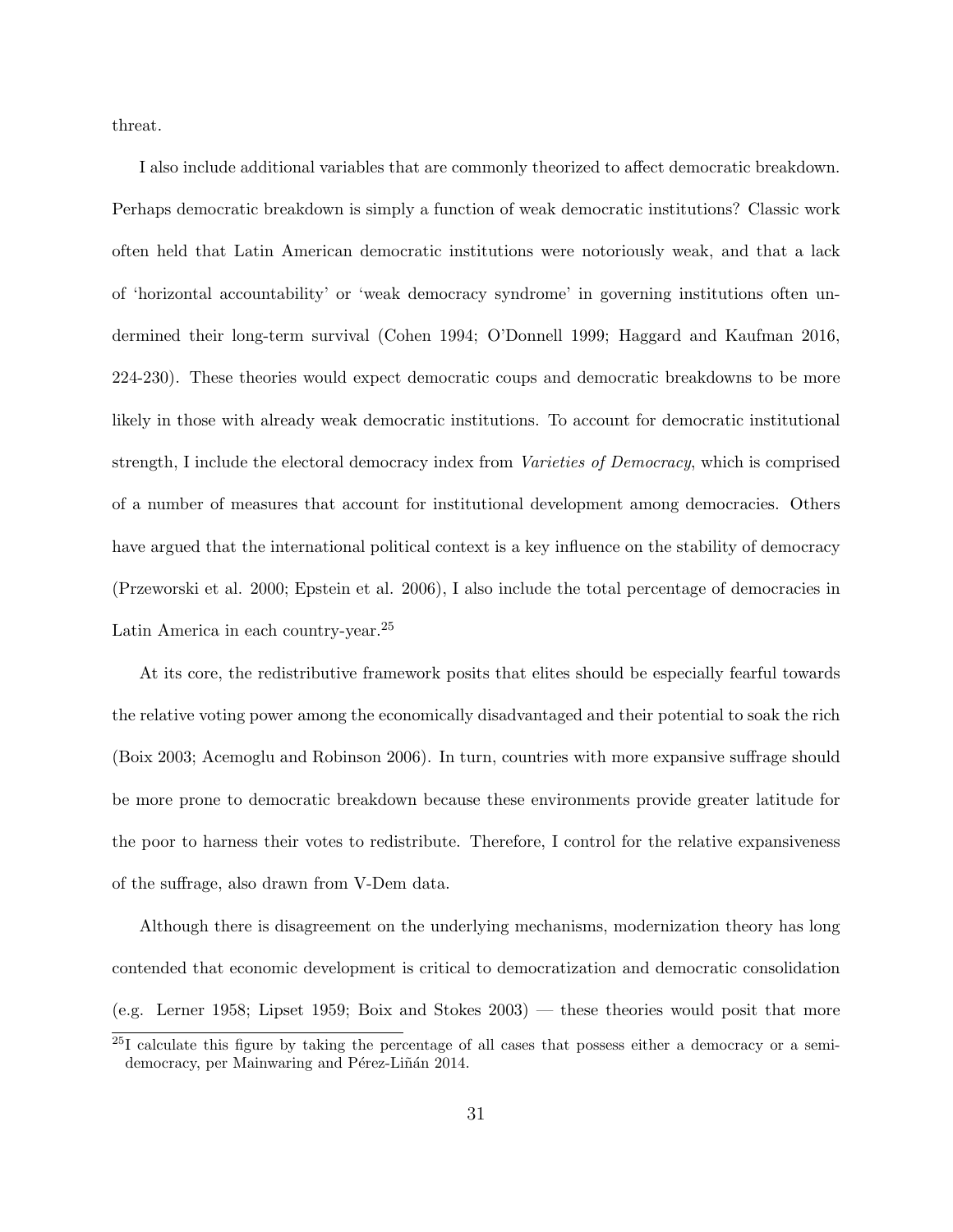threat.

I also include additional variables that are commonly theorized to affect democratic breakdown. Perhaps democratic breakdown is simply a function of weak democratic institutions? Classic work often held that Latin American democratic institutions were notoriously weak, and that a lack of 'horizontal accountability' or 'weak democracy syndrome' in governing institutions often undermined their long-term survival (Cohen 1994; O'Donnell 1999; Haggard and Kaufman 2016, 224-230). These theories would expect democratic coups and democratic breakdowns to be more likely in those with already weak democratic institutions. To account for democratic institutional strength, I include the electoral democracy index from *Varieties of Democracy*, which is comprised of a number of measures that account for institutional development among democracies. Others have argued that the international political context is a key influence on the stability of democracy (Przeworski et al. 2000; Epstein et al. 2006), I also include the total percentage of democracies in Latin America in each country-year.[25]

At its core, the redistributive framework posits that elites should be especially fearful towards the relative voting power among the economically disadvantaged and their potential to soak the rich (Boix 2003; Acemoglu and Robinson 2006). In turn, countries with more expansive suffrage should be more prone to democratic breakdown because these environments provide greater latitude for the poor to harness their votes to redistribute. Therefore, I control for the relative expansiveness of the suffrage, also drawn from V-Dem data.

Although there is disagreement on the underlying mechanisms, modernization theory has long contended that economic development is critical to democratization and democratic consolidation (e.g. Lerner 1958; Lipset 1959; Boix and Stokes 2003) — these theories would posit that more

[25] I calculate this figure by taking the percentage of all cases that possess either a democracy or a semi-democracy, per Mainwaring and Pérez-Liñán 2014.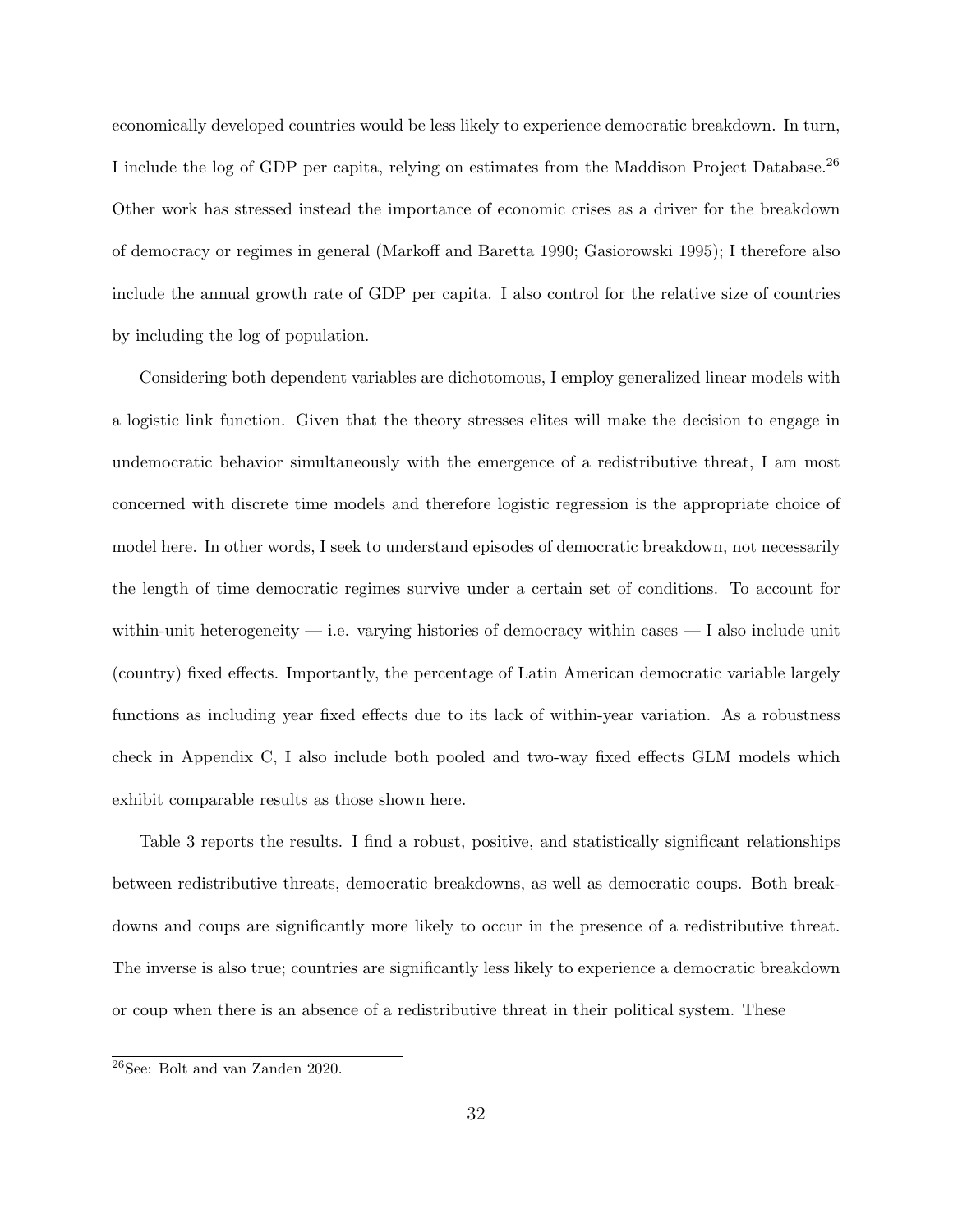economically developed countries would be less likely to experience democratic breakdown. In turn, I include the log of GDP per capita, relying on estimates from the Maddison Project Database.[26] Other work has stressed instead the importance of economic crises as a driver for the breakdown of democracy or regimes in general (Markoff and Baretta 1990; Gasiorowski 1995); I therefore also include the annual growth rate of GDP per capita. I also control for the relative size of countries by including the log of population.

Considering both dependent variables are dichotomous, I employ generalized linear models with a logistic link function. Given that the theory stresses elites will make the decision to engage in undemocratic behavior simultaneously with the emergence of a redistributive threat, I am most concerned with discrete time models and therefore logistic regression is the appropriate choice of model here. In other words, I seek to understand episodes of democratic breakdown, not necessarily the length of time democratic regimes survive under a certain set of conditions. To account for within-unit heterogeneity — i.e. varying histories of democracy within cases — I also include unit (country) fixed effects. Importantly, the percentage of Latin American democratic variable largely functions as including year fixed effects due to its lack of within-year variation. As a robustness check in Appendix C, I also include both pooled and two-way fixed effects GLM models which exhibit comparable results as those shown here.

Table 3 reports the results. I find a robust, positive, and statistically significant relationships between redistributive threats, democratic breakdowns, as well as democratic coups. Both breakdowns and coups are significantly more likely to occur in the presence of a redistributive threat. The inverse is also true; countries are significantly less likely to experience a democratic breakdown or coup when there is an absence of a redistributive threat in their political system. These

[26] See: Bolt and van Zanden 2020.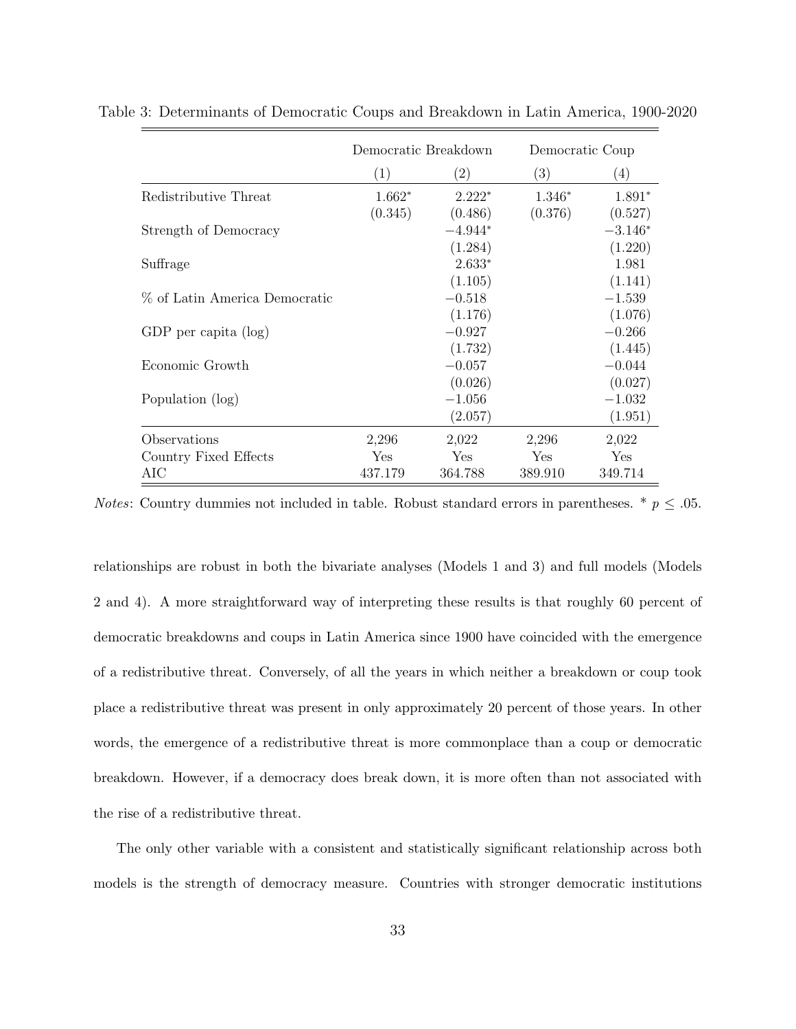Table 3: Determinants of Democratic Coups and Breakdown in Latin America, 1900-2020

| | Democratic Breakdown | | Democratic Coup | |
|---|---|---|---|---|
| | (1) | (2) | (3) | (4) |
| Redistributive Threat | $1.662^*$ | $2.222^*$ | $1.346^*$ | $1.891^*$ |
| | (0.345) | (0.486) | (0.376) | (0.527) |
| Strength of Democracy | | $-4.944^*$ | | $-3.146^*$ |
| | | (1.284) | | (1.220) |
| Suffrage | | $2.633^*$ | | 1.981 |
| | | (1.105) | | (1.141) |
| % of Latin America Democratic | | $-0.518$ | | $-1.539$ |
| | | (1.176) | | (1.076) |
| GDP per capita (log) | | $-0.927$ | | $-0.266$ |
| | | (1.732) | | (1.445) |
| Economic Growth | | $-0.057$ | | $-0.044$ |
| | | (0.026) | | (0.027) |
| Population (log) | | $-1.056$ | | $-1.032$ |
| | | (2.057) | | (1.951) |
| Observations | 2,296 | 2,022 | 2,296 | 2,022 |
| Country Fixed Effects | Yes | Yes | Yes | Yes |
| AIC | 437.179 | 364.788 | 389.910 | 349.714 |

*Notes*: Country dummies not included in table. Robust standard errors in parentheses. * $p \leq .05$.

relationships are robust in both the bivariate analyses (Models 1 and 3) and full models (Models 2 and 4). A more straightforward way of interpreting these results is that roughly 60 percent of democratic breakdowns and coups in Latin America since 1900 have coincided with the emergence of a redistributive threat. Conversely, of all the years in which neither a breakdown or coup took place a redistributive threat was present in only approximately 20 percent of those years. In other words, the emergence of a redistributive threat is more commonplace than a coup or democratic breakdown. However, if a democracy does break down, it is more often than not associated with the rise of a redistributive threat.

The only other variable with a consistent and statistically significant relationship across both models is the strength of democracy measure. Countries with stronger democratic institutions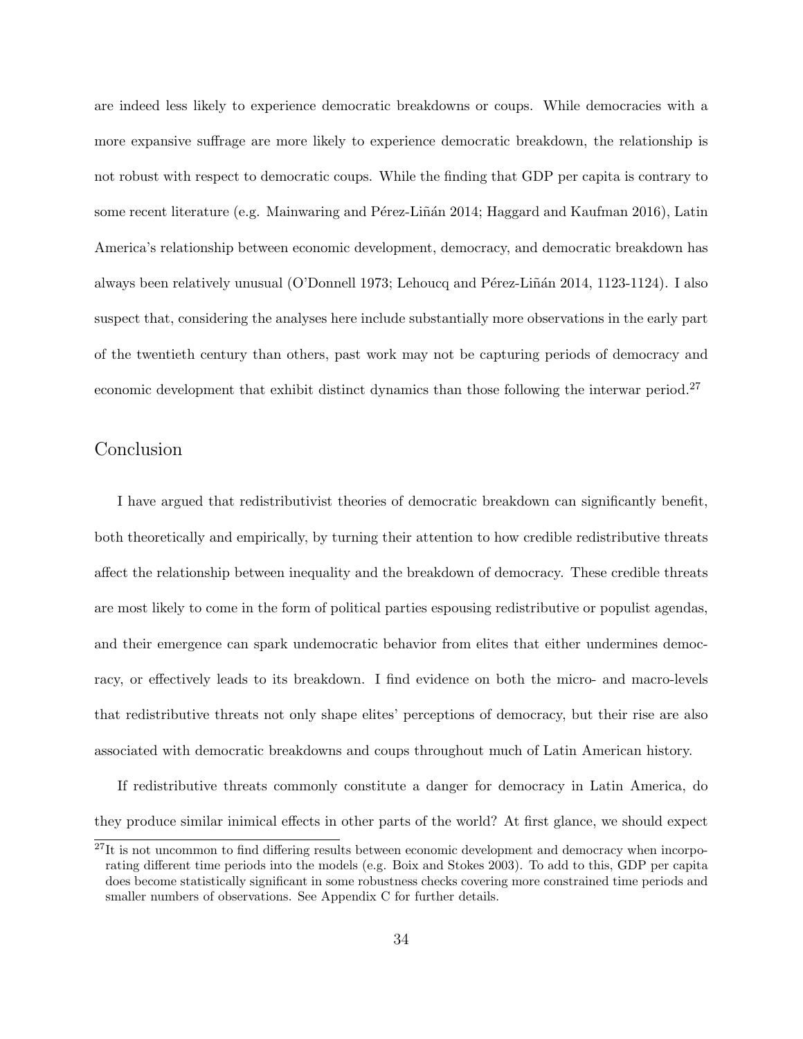are indeed less likely to experience democratic breakdowns or coups. While democracies with a more expansive suffrage are more likely to experience democratic breakdown, the relationship is not robust with respect to democratic coups. While the finding that GDP per capita is contrary to some recent literature (e.g. Mainwaring and Pérez-Liñán 2014; Haggard and Kaufman 2016), Latin America's relationship between economic development, democracy, and democratic breakdown has always been relatively unusual (O'Donnell 1973; Lehoucq and Pérez-Liñán 2014, 1123-1124). I also suspect that, considering the analyses here include substantially more observations in the early part of the twentieth century than others, past work may not be capturing periods of democracy and economic development that exhibit distinct dynamics than those following the interwar period.[27]

## Conclusion

I have argued that redistributivist theories of democratic breakdown can significantly benefit, both theoretically and empirically, by turning their attention to how credible redistributive threats affect the relationship between inequality and the breakdown of democracy. These credible threats are most likely to come in the form of political parties espousing redistributive or populist agendas, and their emergence can spark undemocratic behavior from elites that either undermines democracy, or effectively leads to its breakdown. I find evidence on both the micro- and macro-levels that redistributive threats not only shape elites' perceptions of democracy, but their rise are also associated with democratic breakdowns and coups throughout much of Latin American history.

If redistributive threats commonly constitute a danger for democracy in Latin America, do they produce similar inimical effects in other parts of the world? At first glance, we should expect

[27] It is not uncommon to find differing results between economic development and democracy when incorporating different time periods into the models (e.g. Boix and Stokes 2003). To add to this, GDP per capita does become statistically significant in some robustness checks covering more constrained time periods and smaller numbers of observations. See Appendix C for further details.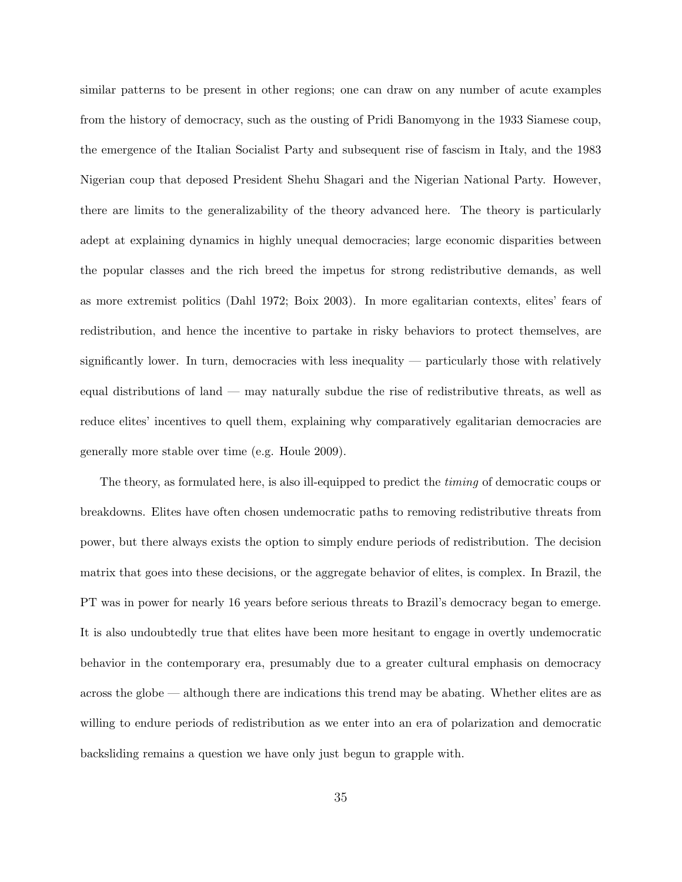similar patterns to be present in other regions; one can draw on any number of acute examples from the history of democracy, such as the ousting of Pridi Banomyong in the 1933 Siamese coup, the emergence of the Italian Socialist Party and subsequent rise of fascism in Italy, and the 1983 Nigerian coup that deposed President Shehu Shagari and the Nigerian National Party. However, there are limits to the generalizability of the theory advanced here. The theory is particularly adept at explaining dynamics in highly unequal democracies; large economic disparities between the popular classes and the rich breed the impetus for strong redistributive demands, as well as more extremist politics (Dahl 1972; Boix 2003). In more egalitarian contexts, elites' fears of redistribution, and hence the incentive to partake in risky behaviors to protect themselves, are significantly lower. In turn, democracies with less inequality — particularly those with relatively equal distributions of land — may naturally subdue the rise of redistributive threats, as well as reduce elites' incentives to quell them, explaining why comparatively egalitarian democracies are generally more stable over time (e.g. Houle 2009).

The theory, as formulated here, is also ill-equipped to predict the *timing* of democratic coups or breakdowns. Elites have often chosen undemocratic paths to removing redistributive threats from power, but there always exists the option to simply endure periods of redistribution. The decision matrix that goes into these decisions, or the aggregate behavior of elites, is complex. In Brazil, the PT was in power for nearly 16 years before serious threats to Brazil's democracy began to emerge. It is also undoubtedly true that elites have been more hesitant to engage in overtly undemocratic behavior in the contemporary era, presumably due to a greater cultural emphasis on democracy across the globe — although there are indications this trend may be abating. Whether elites are as willing to endure periods of redistribution as we enter into an era of polarization and democratic backsliding remains a question we have only just begun to grapple with.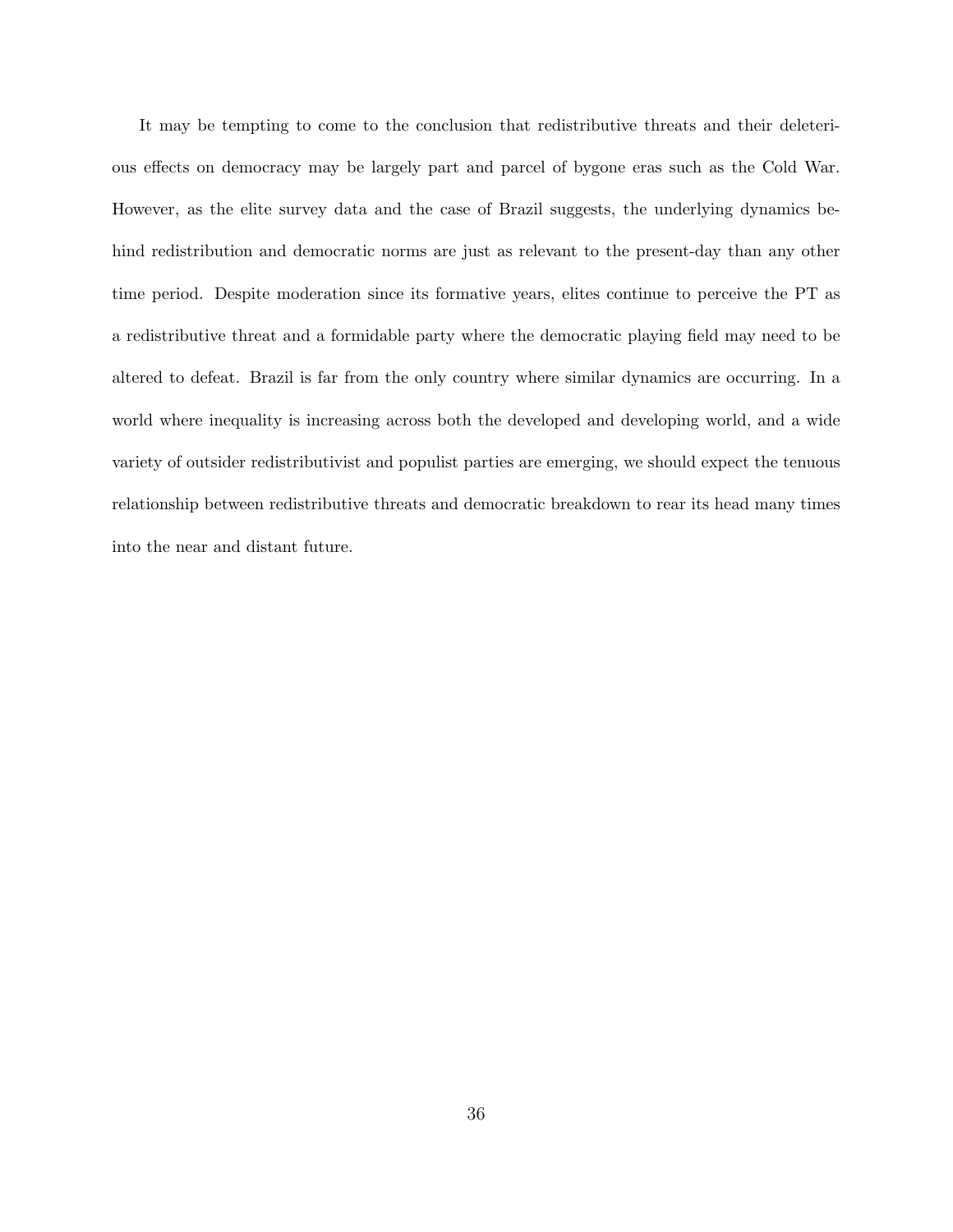It may be tempting to come to the conclusion that redistributive threats and their deleterious effects on democracy may be largely part and parcel of bygone eras such as the Cold War. However, as the elite survey data and the case of Brazil suggests, the underlying dynamics behind redistribution and democratic norms are just as relevant to the present-day than any other time period. Despite moderation since its formative years, elites continue to perceive the PT as a redistributive threat and a formidable party where the democratic playing field may need to be altered to defeat. Brazil is far from the only country where similar dynamics are occurring. In a world where inequality is increasing across both the developed and developing world, and a wide variety of outsider redistributivist and populist parties are emerging, we should expect the tenuous relationship between redistributive threats and democratic breakdown to rear its head many times into the near and distant future.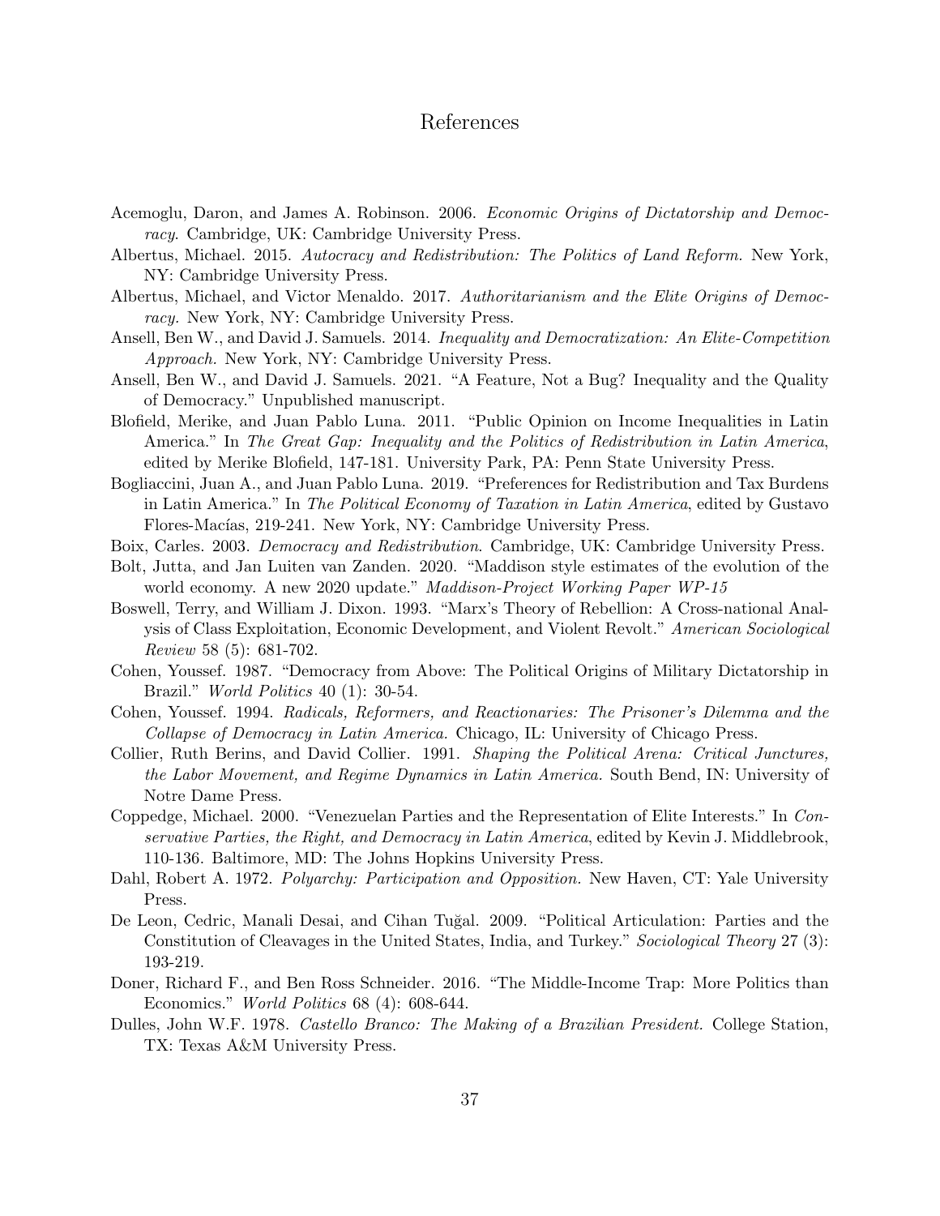# References

Acemoglu, Daron, and James A. Robinson. 2006. *Economic Origins of Dictatorship and Democracy.* Cambridge, UK: Cambridge University Press.

Albertus, Michael. 2015. *Autocracy and Redistribution: The Politics of Land Reform.* New York, NY: Cambridge University Press.

Albertus, Michael, and Victor Menaldo. 2017. *Authoritarianism and the Elite Origins of Democracy.* New York, NY: Cambridge University Press.

Ansell, Ben W., and David J. Samuels. 2014. *Inequality and Democratization: An Elite-Competition Approach.* New York, NY: Cambridge University Press.

Ansell, Ben W., and David J. Samuels. 2021. "A Feature, Not a Bug? Inequality and the Quality of Democracy." Unpublished manuscript.

Blofield, Merike, and Juan Pablo Luna. 2011. "Public Opinion on Income Inequalities in Latin America." In *The Great Gap: Inequality and the Politics of Redistribution in Latin America*, edited by Merike Blofield, 147-181. University Park, PA: Penn State University Press.

Bogliaccini, Juan A., and Juan Pablo Luna. 2019. "Preferences for Redistribution and Tax Burdens in Latin America." In *The Political Economy of Taxation in Latin America*, edited by Gustavo Flores-Macías, 219-241. New York, NY: Cambridge University Press.

Boix, Carles. 2003. *Democracy and Redistribution*. Cambridge, UK: Cambridge University Press.

Bolt, Jutta, and Jan Luiten van Zanden. 2020. "Maddison style estimates of the evolution of the world economy. A new 2020 update." *Maddison-Project Working Paper WP-15*

Boswell, Terry, and William J. Dixon. 1993. "Marx's Theory of Rebellion: A Cross-national Analysis of Class Exploitation, Economic Development, and Violent Revolt." *American Sociological Review* 58 (5): 681-702.

Cohen, Youssef. 1987. "Democracy from Above: The Political Origins of Military Dictatorship in Brazil." *World Politics* 40 (1): 30-54.

Cohen, Youssef. 1994. *Radicals, Reformers, and Reactionaries: The Prisoner's Dilemma and the Collapse of Democracy in Latin America.* Chicago, IL: University of Chicago Press.

Collier, Ruth Berins, and David Collier. 1991. *Shaping the Political Arena: Critical Junctures, the Labor Movement, and Regime Dynamics in Latin America.* South Bend, IN: University of Notre Dame Press.

Coppedge, Michael. 2000. "Venezuelan Parties and the Representation of Elite Interests." In *Conservative Parties, the Right, and Democracy in Latin America*, edited by Kevin J. Middlebrook, 110-136. Baltimore, MD: The Johns Hopkins University Press.

Dahl, Robert A. 1972. *Polyarchy: Participation and Opposition.* New Haven, CT: Yale University Press.

De Leon, Cedric, Manali Desai, and Cihan Tuğal. 2009. "Political Articulation: Parties and the Constitution of Cleavages in the United States, India, and Turkey." *Sociological Theory* 27 (3): 193-219.

Doner, Richard F., and Ben Ross Schneider. 2016. "The Middle-Income Trap: More Politics than Economics." *World Politics* 68 (4): 608-644.

Dulles, John W.F. 1978. *Castello Branco: The Making of a Brazilian President.* College Station, TX: Texas A&M University Press.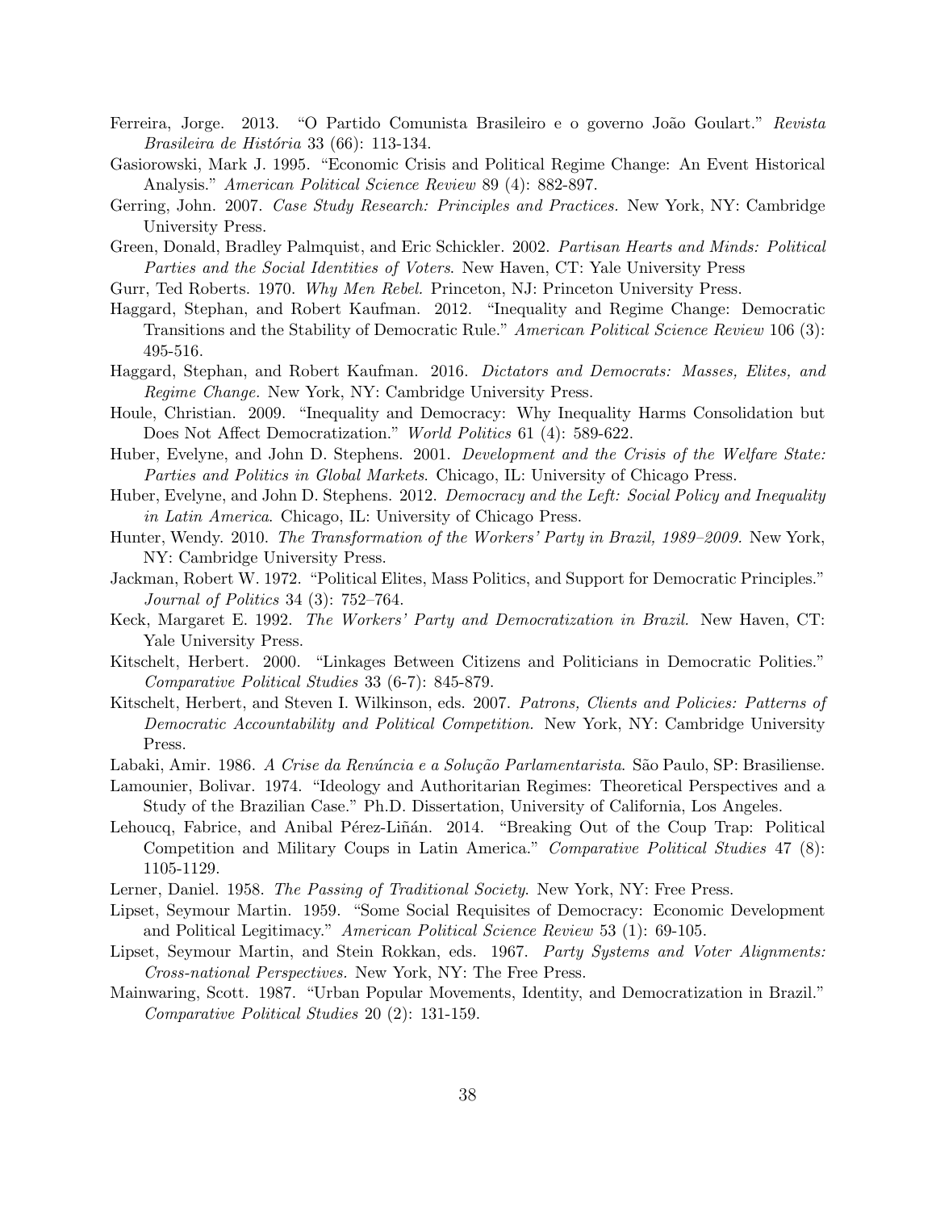Ferreira, Jorge. 2013. "O Partido Comunista Brasileiro e o governo João Goulart." *Revista Brasileira de História* 33 (66): 113-134.

Gasiorowski, Mark J. 1995. "Economic Crisis and Political Regime Change: An Event Historical Analysis." *American Political Science Review* 89 (4): 882-897.

Gerring, John. 2007. *Case Study Research: Principles and Practices.* New York, NY: Cambridge University Press.

Green, Donald, Bradley Palmquist, and Eric Schickler. 2002. *Partisan Hearts and Minds: Political Parties and the Social Identities of Voters*. New Haven, CT: Yale University Press

Gurr, Ted Roberts. 1970. *Why Men Rebel.* Princeton, NJ: Princeton University Press.

Haggard, Stephan, and Robert Kaufman. 2012. "Inequality and Regime Change: Democratic Transitions and the Stability of Democratic Rule." *American Political Science Review* 106 (3): 495-516.

Haggard, Stephan, and Robert Kaufman. 2016. *Dictators and Democrats: Masses, Elites, and Regime Change.* New York, NY: Cambridge University Press.

Houle, Christian. 2009. "Inequality and Democracy: Why Inequality Harms Consolidation but Does Not Affect Democratization." *World Politics* 61 (4): 589-622.

Huber, Evelyne, and John D. Stephens. 2001. *Development and the Crisis of the Welfare State: Parties and Politics in Global Markets*. Chicago, IL: University of Chicago Press.

Huber, Evelyne, and John D. Stephens. 2012. *Democracy and the Left: Social Policy and Inequality in Latin America*. Chicago, IL: University of Chicago Press.

Hunter, Wendy. 2010. *The Transformation of the Workers' Party in Brazil, 1989–2009.* New York, NY: Cambridge University Press.

Jackman, Robert W. 1972. "Political Elites, Mass Politics, and Support for Democratic Principles." *Journal of Politics* 34 (3): 752–764.

Keck, Margaret E. 1992. *The Workers' Party and Democratization in Brazil.* New Haven, CT: Yale University Press.

Kitschelt, Herbert. 2000. "Linkages Between Citizens and Politicians in Democratic Polities." *Comparative Political Studies* 33 (6-7): 845-879.

Kitschelt, Herbert, and Steven I. Wilkinson, eds. 2007. *Patrons, Clients and Policies: Patterns of Democratic Accountability and Political Competition.* New York, NY: Cambridge University Press.

Labaki, Amir. 1986. *A Crise da Renúncia e a Solução Parlamentarista*. São Paulo, SP: Brasiliense.

Lamounier, Bolivar. 1974. "Ideology and Authoritarian Regimes: Theoretical Perspectives and a Study of the Brazilian Case." Ph.D. Dissertation, University of California, Los Angeles.

Lehoucq, Fabrice, and Anibal Pérez-Liñán. 2014. "Breaking Out of the Coup Trap: Political Competition and Military Coups in Latin America." *Comparative Political Studies* 47 (8): 1105-1129.

Lerner, Daniel. 1958. *The Passing of Traditional Society*. New York, NY: Free Press.

Lipset, Seymour Martin. 1959. "Some Social Requisites of Democracy: Economic Development and Political Legitimacy." *American Political Science Review* 53 (1): 69-105.

Lipset, Seymour Martin, and Stein Rokkan, eds. 1967. *Party Systems and Voter Alignments: Cross-national Perspectives.* New York, NY: The Free Press.

Mainwaring, Scott. 1987. "Urban Popular Movements, Identity, and Democratization in Brazil." *Comparative Political Studies* 20 (2): 131-159.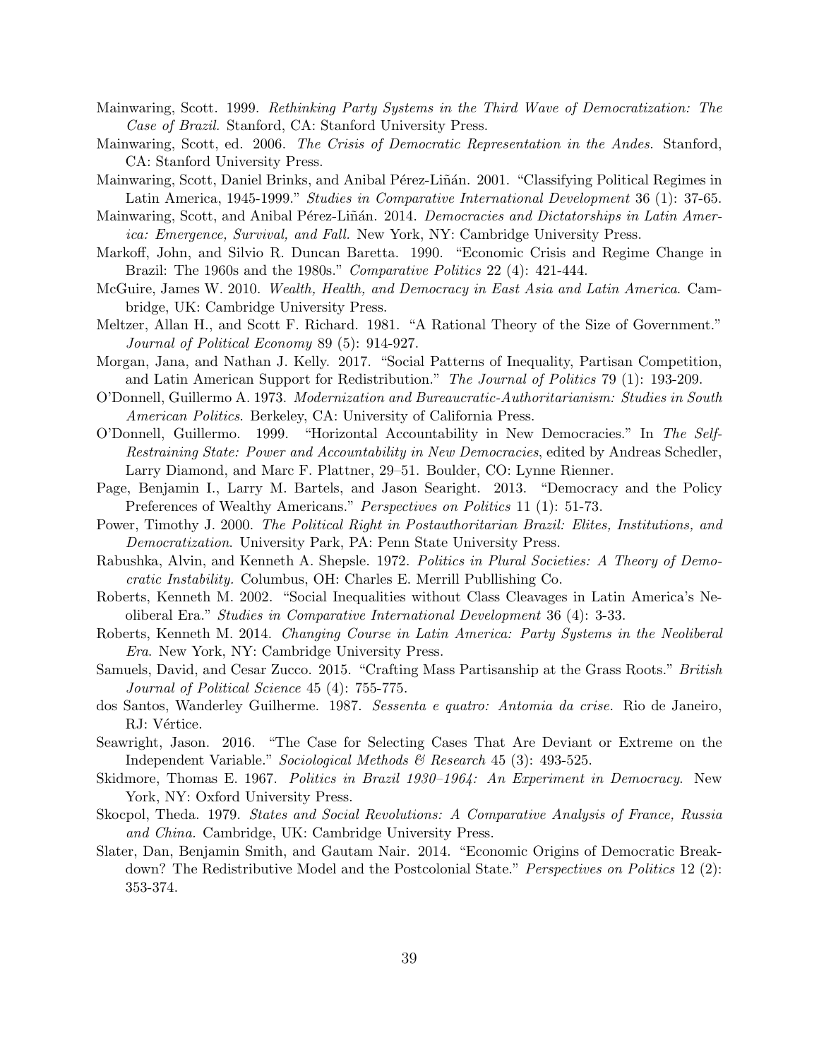Mainwaring, Scott. 1999. *Rethinking Party Systems in the Third Wave of Democratization: The Case of Brazil.* Stanford, CA: Stanford University Press.

Mainwaring, Scott, ed. 2006. *The Crisis of Democratic Representation in the Andes.* Stanford, CA: Stanford University Press.

Mainwaring, Scott, Daniel Brinks, and Anibal Pérez-Liñán. 2001. "Classifying Political Regimes in Latin America, 1945-1999." *Studies in Comparative International Development* 36 (1): 37-65.

Mainwaring, Scott, and Anibal Pérez-Liñán. 2014. *Democracies and Dictatorships in Latin America: Emergence, Survival, and Fall.* New York, NY: Cambridge University Press.

Markoff, John, and Silvio R. Duncan Baretta. 1990. "Economic Crisis and Regime Change in Brazil: The 1960s and the 1980s." *Comparative Politics* 22 (4): 421-444.

McGuire, James W. 2010. *Wealth, Health, and Democracy in East Asia and Latin America*. Cambridge, UK: Cambridge University Press.

Meltzer, Allan H., and Scott F. Richard. 1981. "A Rational Theory of the Size of Government." *Journal of Political Economy* 89 (5): 914-927.

Morgan, Jana, and Nathan J. Kelly. 2017. "Social Patterns of Inequality, Partisan Competition, and Latin American Support for Redistribution." *The Journal of Politics* 79 (1): 193-209.

O'Donnell, Guillermo A. 1973. *Modernization and Bureaucratic-Authoritarianism: Studies in South American Politics*. Berkeley, CA: University of California Press.

O'Donnell, Guillermo. 1999. "Horizontal Accountability in New Democracies." In *The Self-Restraining State: Power and Accountability in New Democracies*, edited by Andreas Schedler, Larry Diamond, and Marc F. Plattner, 29–51. Boulder, CO: Lynne Rienner.

Page, Benjamin I., Larry M. Bartels, and Jason Searight. 2013. "Democracy and the Policy Preferences of Wealthy Americans." *Perspectives on Politics* 11 (1): 51-73.

Power, Timothy J. 2000. *The Political Right in Postauthoritarian Brazil: Elites, Institutions, and Democratization*. University Park, PA: Penn State University Press.

Rabushka, Alvin, and Kenneth A. Shepsle. 1972. *Politics in Plural Societies: A Theory of Democratic Instability.* Columbus, OH: Charles E. Merrill Publlishing Co.

Roberts, Kenneth M. 2002. "Social Inequalities without Class Cleavages in Latin America's Neoliberal Era." *Studies in Comparative International Development* 36 (4): 3-33.

Roberts, Kenneth M. 2014. *Changing Course in Latin America: Party Systems in the Neoliberal Era*. New York, NY: Cambridge University Press.

Samuels, David, and Cesar Zucco. 2015. "Crafting Mass Partisanship at the Grass Roots." *British Journal of Political Science* 45 (4): 755-775.

dos Santos, Wanderley Guilherme. 1987. *Sessenta e quatro: Antomia da crise.* Rio de Janeiro, RJ: Vértice.

Seawright, Jason. 2016. "The Case for Selecting Cases That Are Deviant or Extreme on the Independent Variable." *Sociological Methods & Research* 45 (3): 493-525.

Skidmore, Thomas E. 1967. *Politics in Brazil 1930–1964: An Experiment in Democracy*. New York, NY: Oxford University Press.

Skocpol, Theda. 1979. *States and Social Revolutions: A Comparative Analysis of France, Russia and China.* Cambridge, UK: Cambridge University Press.

Slater, Dan, Benjamin Smith, and Gautam Nair. 2014. "Economic Origins of Democratic Breakdown? The Redistributive Model and the Postcolonial State." *Perspectives on Politics* 12 (2): 353-374.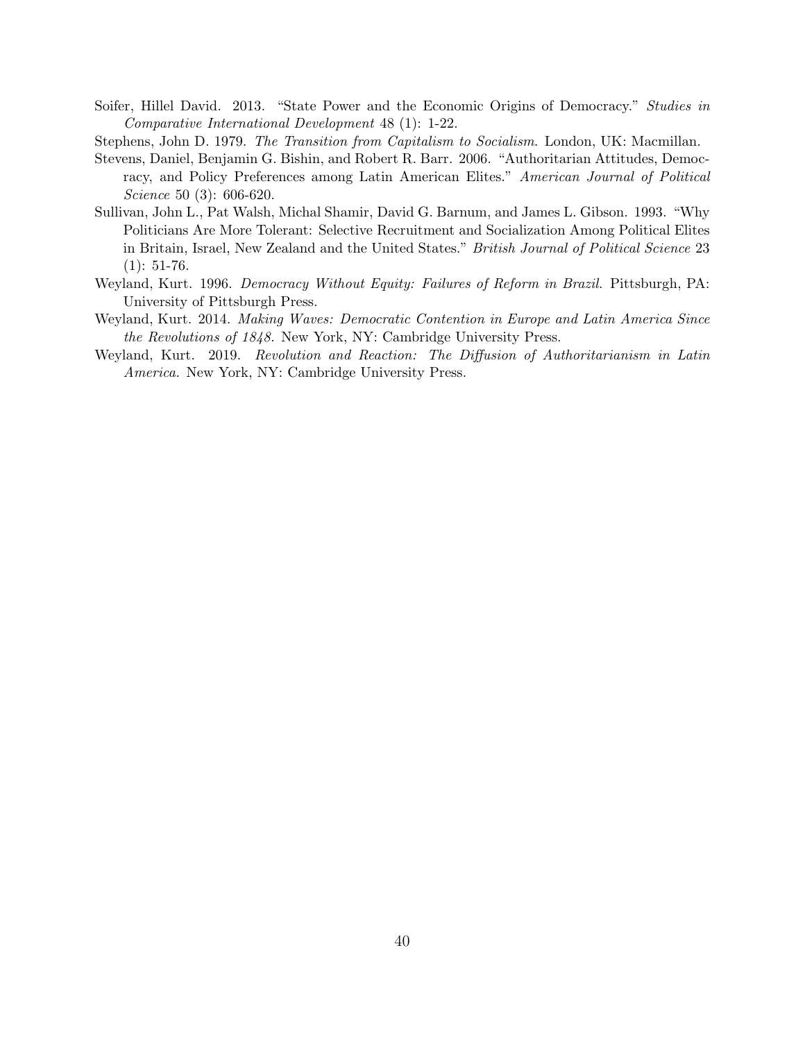Soifer, Hillel David. 2013. "State Power and the Economic Origins of Democracy." *Studies in Comparative International Development* 48 (1): 1-22.

Stephens, John D. 1979. *The Transition from Capitalism to Socialism*. London, UK: Macmillan.

Stevens, Daniel, Benjamin G. Bishin, and Robert R. Barr. 2006. "Authoritarian Attitudes, Democracy, and Policy Preferences among Latin American Elites." *American Journal of Political Science* 50 (3): 606-620.

Sullivan, John L., Pat Walsh, Michal Shamir, David G. Barnum, and James L. Gibson. 1993. "Why Politicians Are More Tolerant: Selective Recruitment and Socialization Among Political Elites in Britain, Israel, New Zealand and the United States." *British Journal of Political Science* 23 (1): 51-76.

Weyland, Kurt. 1996. *Democracy Without Equity: Failures of Reform in Brazil.* Pittsburgh, PA: University of Pittsburgh Press.

Weyland, Kurt. 2014. *Making Waves: Democratic Contention in Europe and Latin America Since the Revolutions of 1848.* New York, NY: Cambridge University Press.

Weyland, Kurt. 2019. *Revolution and Reaction: The Diffusion of Authoritarianism in Latin America.* New York, NY: Cambridge University Press.